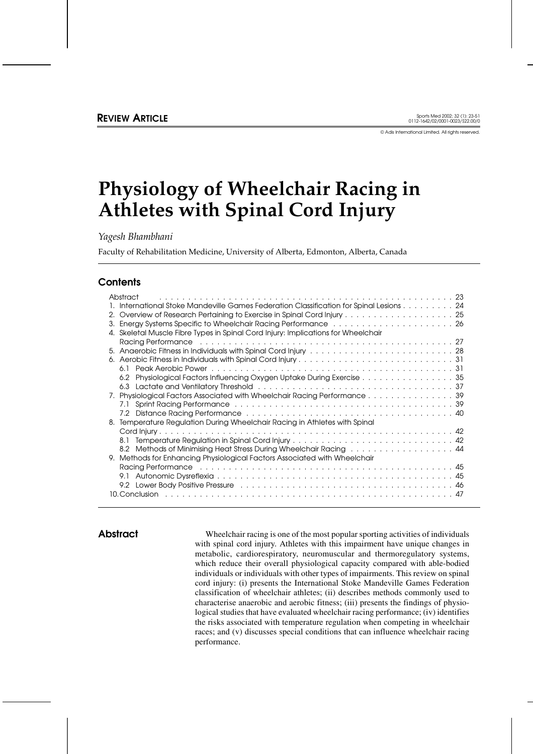REVIEW ARTICLE

# Physiology of Wheelchair Racing in Athletes with Spinal Cord Injury

*Yagesh Bhambhani*

Faculty of Rehabilitation Medicine, University of Alberta, Edmonton, Alberta, Canada

## Contents

- Abstract . . . 23
- 1. International Stoke Mandeville Games Federation Classification for Spinal Lesions . . . 24
- 2. Overview of Research Pertaining to Exercise in Spinal Cord Injury . . . 25
- 3. Energy Systems Specific to Wheelchair Racing Performance . . . 26
- 4. Skeletal Muscle Fibre Types in Spinal Cord Injury: Implications for Wheelchair Racing Performance . . . 27
- 5. Anaerobic Fitness in Individuals with Spinal Cord Injury . . . 28
- 6. Aerobic Fitness in Individuals with Spinal Cord Injury . . . 31
  - 6.1 Peak Aerobic Power . . . 31
  - 6.2 Physiological Factors Influencing Oxygen Uptake During Exercise . . . 35
  - 6.3 Lactate and Ventilatory Threshold . . . 37
- 7. Physiological Factors Associated with Wheelchair Racing Performance . . . 39
  - 7.1 Sprint Racing Performance . . . 39
  - 7.2 Distance Racing Performance . . . 40
- 8. Temperature Regulation During Wheelchair Racing in Athletes with Spinal Cord Injury . . . 42
  - 8.1 Temperature Regulation in Spinal Cord Injury . . . 42
  - 8.2 Methods of Minimising Heat Stress During Wheelchair Racing . . . 44
- 9. Methods for Enhancing Physiological Factors Associated with Wheelchair Racing Performance . . . 45
  - 9.1 Autonomic Dysreflexia . . . 45
  - 9.2 Lower Body Positive Pressure . . . 46
- 10. Conclusion . . . 47

## Abstract

Wheelchair racing is one of the most popular sporting activities of individuals with spinal cord injury. Athletes with this impairment have unique changes in metabolic, cardiorespiratory, neuromuscular and thermoregulatory systems, which reduce their overall physiological capacity compared with able-bodied individuals or individuals with other types of impairments. This review on spinal cord injury: (i) presents the International Stoke Mandeville Games Federation classification of wheelchair athletes; (ii) describes methods commonly used to characterise anaerobic and aerobic fitness; (iii) presents the findings of physiological studies that have evaluated wheelchair racing performance; (iv) identifies the risks associated with temperature regulation when competing in wheelchair races; and (v) discusses special conditions that can influence wheelchair racing performance.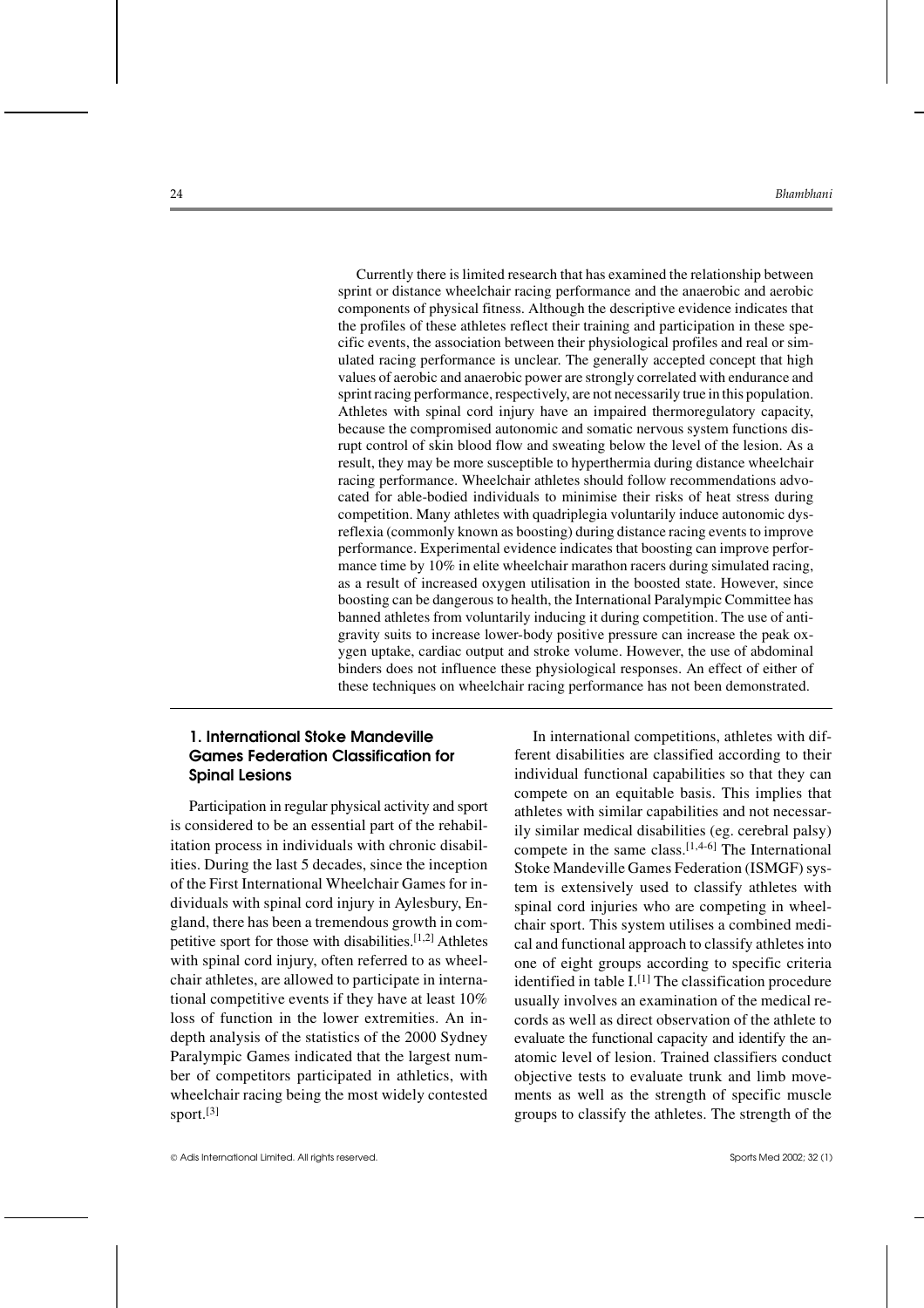Currently there is limited research that has examined the relationship between sprint or distance wheelchair racing performance and the anaerobic and aerobic components of physical fitness. Although the descriptive evidence indicates that the profiles of these athletes reflect their training and participation in these specific events, the association between their physiological profiles and real or simulated racing performance is unclear. The generally accepted concept that high values of aerobic and anaerobic power are strongly correlated with endurance and sprint racing performance, respectively, are not necessarily true in this population. Athletes with spinal cord injury have an impaired thermoregulatory capacity, because the compromised autonomic and somatic nervous system functions disrupt control of skin blood flow and sweating below the level of the lesion. As a result, they may be more susceptible to hyperthermia during distance wheelchair racing performance. Wheelchair athletes should follow recommendations advocated for able-bodied individuals to minimise their risks of heat stress during competition. Many athletes with quadriplegia voluntarily induce autonomic dysreflexia (commonly known as boosting) during distance racing events to improve performance. Experimental evidence indicates that boosting can improve performance time by 10% in elite wheelchair marathon racers during simulated racing, as a result of increased oxygen utilisation in the boosted state. However, since boosting can be dangerous to health, the International Paralympic Committee has banned athletes from voluntarily inducing it during competition. The use of anti-gravity suits to increase lower-body positive pressure can increase the peak oxygen uptake, cardiac output and stroke volume. However, the use of abdominal binders does not influence these physiological responses. An effect of either of these techniques on wheelchair racing performance has not been demonstrated.

## 1. International Stoke Mandeville Games Federation Classification for Spinal Lesions

Participation in regular physical activity and sport is considered to be an essential part of the rehabilitation process in individuals with chronic disabilities. During the last 5 decades, since the inception of the First International Wheelchair Games for individuals with spinal cord injury in Aylesbury, England, there has been a tremendous growth in competitive sport for those with disabilities.[1,2] Athletes with spinal cord injury, often referred to as wheelchair athletes, are allowed to participate in international competitive events if they have at least 10% loss of function in the lower extremities. An in-depth analysis of the statistics of the 2000 Sydney Paralympic Games indicated that the largest number of competitors participated in athletics, with wheelchair racing being the most widely contested sport.[3]

In international competitions, athletes with different disabilities are classified according to their individual functional capabilities so that they can compete on an equitable basis. This implies that athletes with similar capabilities and not necessarily similar medical disabilities (eg. cerebral palsy) compete in the same class.[1,4-6] The International Stoke Mandeville Games Federation (ISMGF) system is extensively used to classify athletes with spinal cord injuries who are competing in wheelchair sport. This system utilises a combined medical and functional approach to classify athletes into one of eight groups according to specific criteria identified in table I.[1] The classification procedure usually involves an examination of the medical records as well as direct observation of the athlete to evaluate the functional capacity and identify the anatomic level of lesion. Trained classifiers conduct objective tests to evaluate trunk and limb movements as well as the strength of specific muscle groups to classify the athletes. The strength of the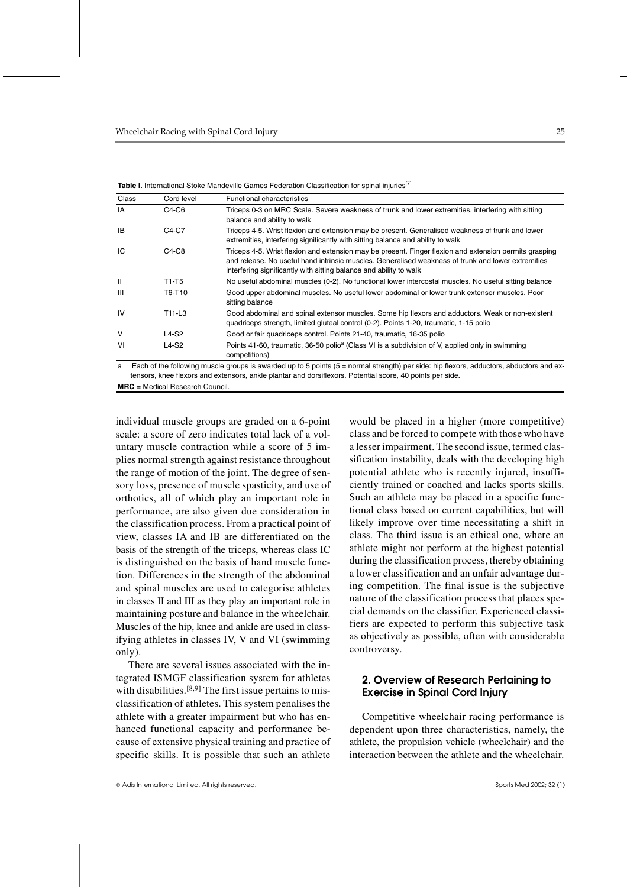**Table I.** International Stoke Mandeville Games Federation Classification for spinal injuries[7]

| Class | Cord level | Functional characteristics |
|---|---|---|
| IA | C4-C6 | Triceps 0-3 on MRC Scale. Severe weakness of trunk and lower extremities, interfering with sitting balance and ability to walk |
| IB | C4-C7 | Triceps 4-5. Wrist flexion and extension may be present. Generalised weakness of trunk and lower extremities, interfering significantly with sitting balance and ability to walk |
| IC | C4-C8 | Triceps 4-5. Wrist flexion and extension may be present. Finger flexion and extension permits grasping and release. No useful hand intrinsic muscles. Generalised weakness of trunk and lower extremities interfering significantly with sitting balance and ability to walk |
| II | T1-T5 | No useful abdominal muscles (0-2). No functional lower intercostal muscles. No useful sitting balance |
| III | T6-T10 | Good upper abdominal muscles. No useful lower abdominal or lower trunk extensor muscles. Poor sitting balance |
| IV | T11-L3 | Good abdominal and spinal extensor muscles. Some hip flexors and adductors. Weak or non-existent quadriceps strength, limited gluteal control (0-2). Points 1-20, traumatic, 1-15 polio |
| V | L4-S2 | Good or fair quadriceps control. Points 21-40, traumatic, 16-35 polio |
| VI | L4-S2 | Points 41-60, traumatic, 36-50 polio[a] (Class VI is a subdivision of V, applied only in swimming competitions) |

a Each of the following muscle groups is awarded up to 5 points (5 = normal strength) per side: hip flexors, adductors, abductors and extensors, knee flexors and extensors, ankle plantar and dorsiflexors. Potential score, 40 points per side.

**MRC** = Medical Research Council.

individual muscle groups are graded on a 6-point scale: a score of zero indicates total lack of a voluntary muscle contraction while a score of 5 implies normal strength against resistance throughout the range of motion of the joint. The degree of sensory loss, presence of muscle spasticity, and use of orthotics, all of which play an important role in performance, are also given due consideration in the classification process. From a practical point of view, classes IA and IB are differentiated on the basis of the strength of the triceps, whereas class IC is distinguished on the basis of hand muscle function. Differences in the strength of the abdominal and spinal muscles are used to categorise athletes in classes II and III as they play an important role in maintaining posture and balance in the wheelchair. Muscles of the hip, knee and ankle are used in classifying athletes in classes IV, V and VI (swimming only).

There are several issues associated with the integrated ISMGF classification system for athletes with disabilities.[8,9] The first issue pertains to misclassification of athletes. This system penalises the athlete with a greater impairment but who has enhanced functional capacity and performance because of extensive physical training and practice of specific skills. It is possible that such an athlete would be placed in a higher (more competitive) class and be forced to compete with those who have a lesser impairment. The second issue, termed classification instability, deals with the developing high potential athlete who is recently injured, insufficiently trained or coached and lacks sports skills. Such an athlete may be placed in a specific functional class based on current capabilities, but will likely improve over time necessitating a shift in class. The third issue is an ethical one, where an athlete might not perform at the highest potential during the classification process, thereby obtaining a lower classification and an unfair advantage during competition. The final issue is the subjective nature of the classification process that places special demands on the classifier. Experienced classifiers are expected to perform this subjective task as objectively as possible, often with considerable controversy.

## 2. Overview of Research Pertaining to Exercise in Spinal Cord Injury

Competitive wheelchair racing performance is dependent upon three characteristics, namely, the athlete, the propulsion vehicle (wheelchair) and the interaction between the athlete and the wheelchair.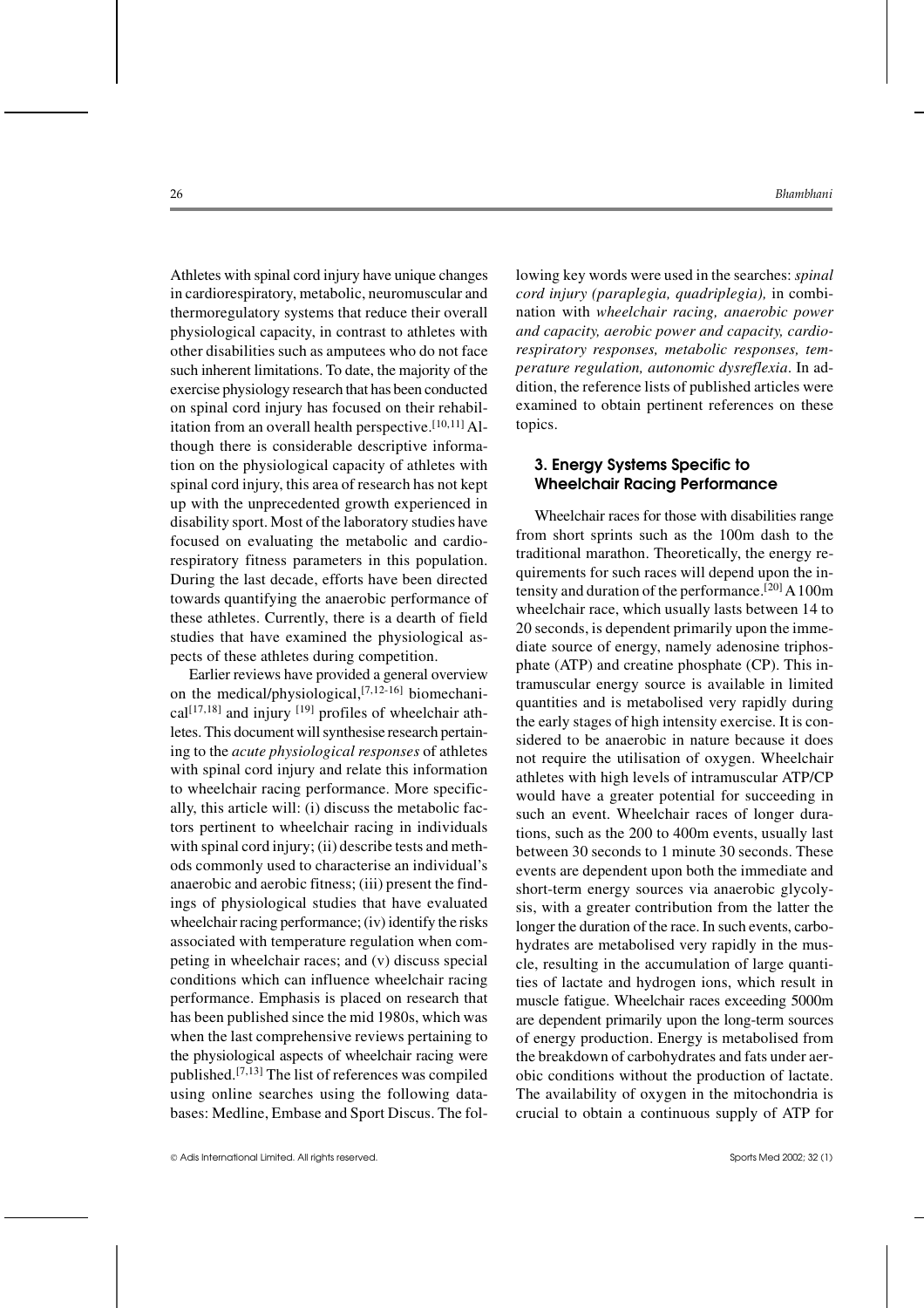Athletes with spinal cord injury have unique changes in cardiorespiratory, metabolic, neuromuscular and thermoregulatory systems that reduce their overall physiological capacity, in contrast to athletes with other disabilities such as amputees who do not face such inherent limitations. To date, the majority of the exercise physiology research that has been conducted on spinal cord injury has focused on their rehabilitation from an overall health perspective.[10,11] Although there is considerable descriptive information on the physiological capacity of athletes with spinal cord injury, this area of research has not kept up with the unprecedented growth experienced in disability sport. Most of the laboratory studies have focused on evaluating the metabolic and cardiorespiratory fitness parameters in this population. During the last decade, efforts have been directed towards quantifying the anaerobic performance of these athletes. Currently, there is a dearth of field studies that have examined the physiological aspects of these athletes during competition.

Earlier reviews have provided a general overview on the medical/physiological,[7,12-16] biomechanical[17,18] and injury [19] profiles of wheelchair athletes. This document will synthesise research pertaining to the *acute physiological responses* of athletes with spinal cord injury and relate this information to wheelchair racing performance. More specifically, this article will: (i) discuss the metabolic factors pertinent to wheelchair racing in individuals with spinal cord injury; (ii) describe tests and methods commonly used to characterise an individual's anaerobic and aerobic fitness; (iii) present the findings of physiological studies that have evaluated wheelchair racing performance; (iv) identify the risks associated with temperature regulation when competing in wheelchair races; and (v) discuss special conditions which can influence wheelchair racing performance. Emphasis is placed on research that has been published since the mid 1980s, which was when the last comprehensive reviews pertaining to the physiological aspects of wheelchair racing were published.[7,13] The list of references was compiled using online searches using the following databases: Medline, Embase and Sport Discus. The following key words were used in the searches: *spinal cord injury (paraplegia, quadriplegia),* in combination with *wheelchair racing, anaerobic power and capacity, aerobic power and capacity, cardiorespiratory responses, metabolic responses, temperature regulation, autonomic dysreflexia*. In addition, the reference lists of published articles were examined to obtain pertinent references on these topics.

## 3. Energy Systems Specific to Wheelchair Racing Performance

Wheelchair races for those with disabilities range from short sprints such as the 100m dash to the traditional marathon. Theoretically, the energy requirements for such races will depend upon the intensity and duration of the performance.[20] A 100m wheelchair race, which usually lasts between 14 to 20 seconds, is dependent primarily upon the immediate source of energy, namely adenosine triphosphate (ATP) and creatine phosphate (CP). This intramuscular energy source is available in limited quantities and is metabolised very rapidly during the early stages of high intensity exercise. It is considered to be anaerobic in nature because it does not require the utilisation of oxygen. Wheelchair athletes with high levels of intramuscular ATP/CP would have a greater potential for succeeding in such an event. Wheelchair races of longer durations, such as the 200 to 400m events, usually last between 30 seconds to 1 minute 30 seconds. These events are dependent upon both the immediate and short-term energy sources via anaerobic glycolysis, with a greater contribution from the latter the longer the duration of the race. In such events, carbohydrates are metabolised very rapidly in the muscle, resulting in the accumulation of large quantities of lactate and hydrogen ions, which result in muscle fatigue. Wheelchair races exceeding 5000m are dependent primarily upon the long-term sources of energy production. Energy is metabolised from the breakdown of carbohydrates and fats under aerobic conditions without the production of lactate. The availability of oxygen in the mitochondria is crucial to obtain a continuous supply of ATP for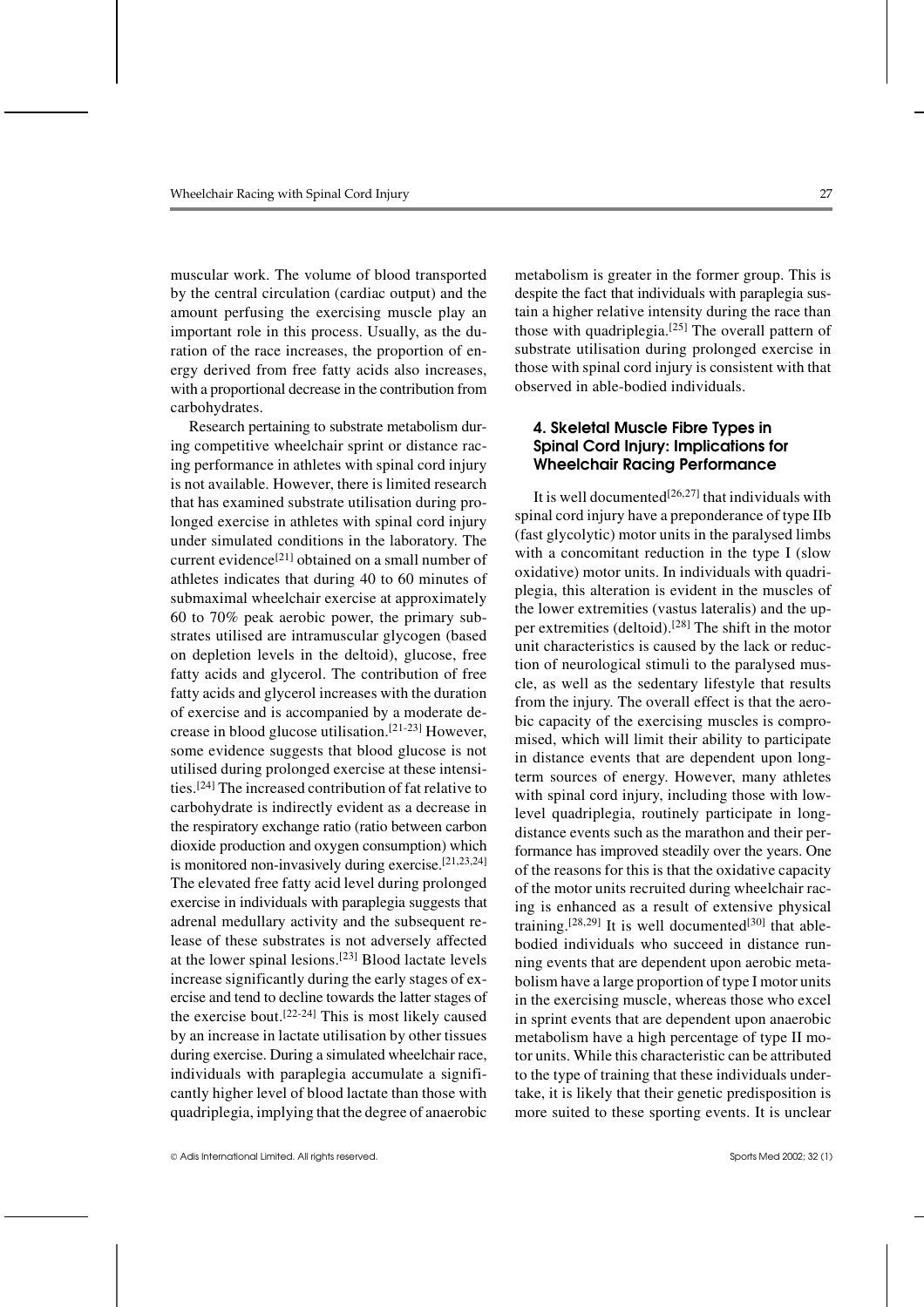muscular work. The volume of blood transported by the central circulation (cardiac output) and the amount perfusing the exercising muscle play an important role in this process. Usually, as the duration of the race increases, the proportion of energy derived from free fatty acids also increases, with a proportional decrease in the contribution from carbohydrates.

Research pertaining to substrate metabolism during competitive wheelchair sprint or distance racing performance in athletes with spinal cord injury is not available. However, there is limited research that has examined substrate utilisation during prolonged exercise in athletes with spinal cord injury under simulated conditions in the laboratory. The current evidence[21] obtained on a small number of athletes indicates that during 40 to 60 minutes of submaximal wheelchair exercise at approximately 60 to 70% peak aerobic power, the primary substrates utilised are intramuscular glycogen (based on depletion levels in the deltoid), glucose, free fatty acids and glycerol. The contribution of free fatty acids and glycerol increases with the duration of exercise and is accompanied by a moderate decrease in blood glucose utilisation.[21-23] However, some evidence suggests that blood glucose is not utilised during prolonged exercise at these intensities.[24] The increased contribution of fat relative to carbohydrate is indirectly evident as a decrease in the respiratory exchange ratio (ratio between carbon dioxide production and oxygen consumption) which is monitored non-invasively during exercise.[21,23,24] The elevated free fatty acid level during prolonged exercise in individuals with paraplegia suggests that adrenal medullary activity and the subsequent release of these substrates is not adversely affected at the lower spinal lesions.[23] Blood lactate levels increase significantly during the early stages of exercise and tend to decline towards the latter stages of the exercise bout.[22-24] This is most likely caused by an increase in lactate utilisation by other tissues during exercise. During a simulated wheelchair race, individuals with paraplegia accumulate a significantly higher level of blood lactate than those with quadriplegia, implying that the degree of anaerobic metabolism is greater in the former group. This is despite the fact that individuals with paraplegia sustain a higher relative intensity during the race than those with quadriplegia.[25] The overall pattern of substrate utilisation during prolonged exercise in those with spinal cord injury is consistent with that observed in able-bodied individuals.

## 4. Skeletal Muscle Fibre Types in Spinal Cord Injury: Implications for Wheelchair Racing Performance

It is well documented[26,27] that individuals with spinal cord injury have a preponderance of type IIb (fast glycolytic) motor units in the paralysed limbs with a concomitant reduction in the type I (slow oxidative) motor units. In individuals with quadriplegia, this alteration is evident in the muscles of the lower extremities (vastus lateralis) and the upper extremities (deltoid).[28] The shift in the motor unit characteristics is caused by the lack or reduction of neurological stimuli to the paralysed muscle, as well as the sedentary lifestyle that results from the injury. The overall effect is that the aerobic capacity of the exercising muscles is compromised, which will limit their ability to participate in distance events that are dependent upon long-term sources of energy. However, many athletes with spinal cord injury, including those with low-level quadriplegia, routinely participate in long-distance events such as the marathon and their performance has improved steadily over the years. One of the reasons for this is that the oxidative capacity of the motor units recruited during wheelchair racing is enhanced as a result of extensive physical training.[28,29] It is well documented[30] that able-bodied individuals who succeed in distance running events that are dependent upon aerobic metabolism have a large proportion of type I motor units in the exercising muscle, whereas those who excel in sprint events that are dependent upon anaerobic metabolism have a high percentage of type II motor units. While this characteristic can be attributed to the type of training that these individuals undertake, it is likely that their genetic predisposition is more suited to these sporting events. It is unclear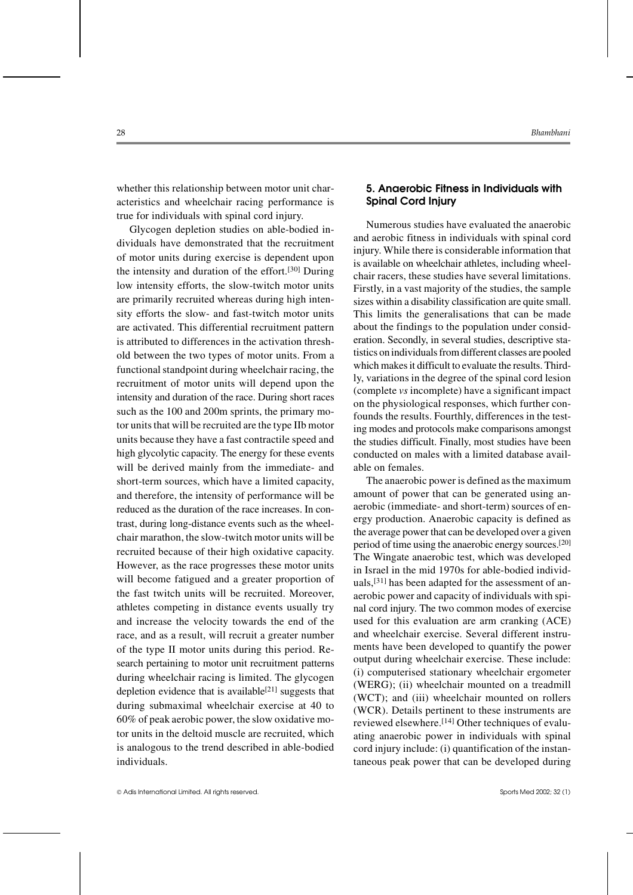whether this relationship between motor unit characteristics and wheelchair racing performance is true for individuals with spinal cord injury.

Glycogen depletion studies on able-bodied individuals have demonstrated that the recruitment of motor units during exercise is dependent upon the intensity and duration of the effort.[30] During low intensity efforts, the slow-twitch motor units are primarily recruited whereas during high intensity efforts the slow- and fast-twitch motor units are activated. This differential recruitment pattern is attributed to differences in the activation threshold between the two types of motor units. From a functional standpoint during wheelchair racing, the recruitment of motor units will depend upon the intensity and duration of the race. During short races such as the 100 and 200m sprints, the primary motor units that will be recruited are the type IIb motor units because they have a fast contractile speed and high glycolytic capacity. The energy for these events will be derived mainly from the immediate- and short-term sources, which have a limited capacity, and therefore, the intensity of performance will be reduced as the duration of the race increases. In contrast, during long-distance events such as the wheelchair marathon, the slow-twitch motor units will be recruited because of their high oxidative capacity. However, as the race progresses these motor units will become fatigued and a greater proportion of the fast twitch units will be recruited. Moreover, athletes competing in distance events usually try and increase the velocity towards the end of the race, and as a result, will recruit a greater number of the type II motor units during this period. Research pertaining to motor unit recruitment patterns during wheelchair racing is limited. The glycogen depletion evidence that is available[21] suggests that during submaximal wheelchair exercise at 40 to 60% of peak aerobic power, the slow oxidative motor units in the deltoid muscle are recruited, which is analogous to the trend described in able-bodied individuals.

## 5. Anaerobic Fitness in Individuals with Spinal Cord Injury

Numerous studies have evaluated the anaerobic and aerobic fitness in individuals with spinal cord injury. While there is considerable information that is available on wheelchair athletes, including wheelchair racers, these studies have several limitations. Firstly, in a vast majority of the studies, the sample sizes within a disability classification are quite small. This limits the generalisations that can be made about the findings to the population under consideration. Secondly, in several studies, descriptive statistics on individuals from different classes are pooled which makes it difficult to evaluate the results. Thirdly, variations in the degree of the spinal cord lesion (complete *vs* incomplete) have a significant impact on the physiological responses, which further confounds the results. Fourthly, differences in the testing modes and protocols make comparisons amongst the studies difficult. Finally, most studies have been conducted on males with a limited database available on females.

The anaerobic power is defined as the maximum amount of power that can be generated using anaerobic (immediate- and short-term) sources of energy production. Anaerobic capacity is defined as the average power that can be developed over a given period of time using the anaerobic energy sources.[20] The Wingate anaerobic test, which was developed in Israel in the mid 1970s for able-bodied individuals,[31] has been adapted for the assessment of anaerobic power and capacity of individuals with spinal cord injury. The two common modes of exercise used for this evaluation are arm cranking (ACE) and wheelchair exercise. Several different instruments have been developed to quantify the power output during wheelchair exercise. These include: (i) computerised stationary wheelchair ergometer (WERG); (ii) wheelchair mounted on a treadmill (WCT); and (iii) wheelchair mounted on rollers (WCR). Details pertinent to these instruments are reviewed elsewhere.[14] Other techniques of evaluating anaerobic power in individuals with spinal cord injury include: (i) quantification of the instantaneous peak power that can be developed during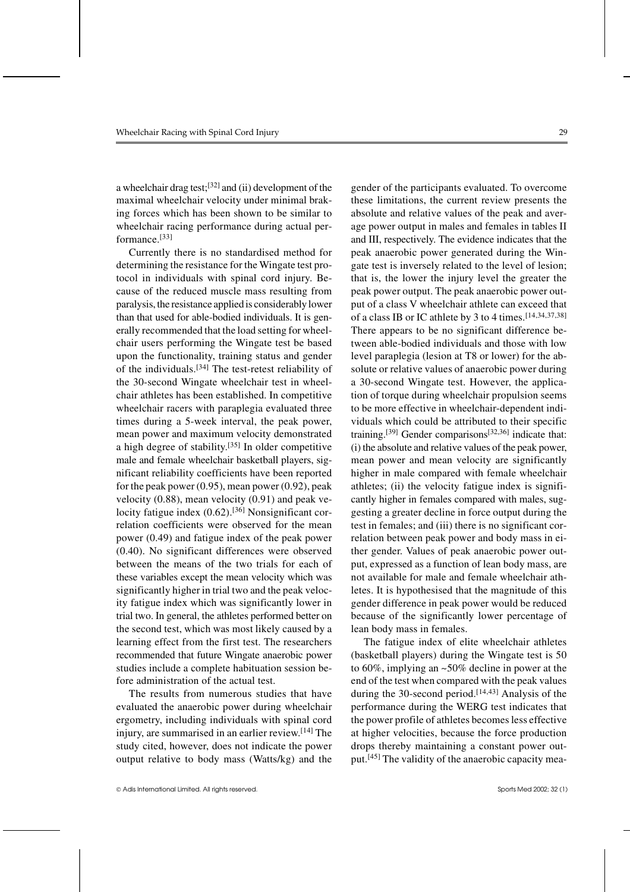a wheelchair drag test;[32] and (ii) development of the maximal wheelchair velocity under minimal braking forces which has been shown to be similar to wheelchair racing performance during actual performance.[33]

Currently there is no standardised method for determining the resistance for the Wingate test protocol in individuals with spinal cord injury. Because of the reduced muscle mass resulting from paralysis, the resistance applied is considerably lower than that used for able-bodied individuals. It is generally recommended that the load setting for wheelchair users performing the Wingate test be based upon the functionality, training status and gender of the individuals.[34] The test-retest reliability of the 30-second Wingate wheelchair test in wheelchair athletes has been established. In competitive wheelchair racers with paraplegia evaluated three times during a 5-week interval, the peak power, mean power and maximum velocity demonstrated a high degree of stability.[35] In older competitive male and female wheelchair basketball players, significant reliability coefficients have been reported for the peak power (0.95), mean power (0.92), peak velocity (0.88), mean velocity (0.91) and peak velocity fatigue index (0.62).[36] Nonsignificant correlation coefficients were observed for the mean power (0.49) and fatigue index of the peak power (0.40). No significant differences were observed between the means of the two trials for each of these variables except the mean velocity which was significantly higher in trial two and the peak velocity fatigue index which was significantly lower in trial two. In general, the athletes performed better on the second test, which was most likely caused by a learning effect from the first test. The researchers recommended that future Wingate anaerobic power studies include a complete habituation session before administration of the actual test.

The results from numerous studies that have evaluated the anaerobic power during wheelchair ergometry, including individuals with spinal cord injury, are summarised in an earlier review.[14] The study cited, however, does not indicate the power output relative to body mass (Watts/kg) and the gender of the participants evaluated. To overcome these limitations, the current review presents the absolute and relative values of the peak and average power output in males and females in tables II and III, respectively. The evidence indicates that the peak anaerobic power generated during the Wingate test is inversely related to the level of lesion; that is, the lower the injury level the greater the peak power output. The peak anaerobic power output of a class V wheelchair athlete can exceed that of a class IB or IC athlete by 3 to 4 times.[14,34,37,38] There appears to be no significant difference between able-bodied individuals and those with low level paraplegia (lesion at T8 or lower) for the absolute or relative values of anaerobic power during a 30-second Wingate test. However, the application of torque during wheelchair propulsion seems to be more effective in wheelchair-dependent individuals which could be attributed to their specific training.[39] Gender comparisons[32,36] indicate that: (i) the absolute and relative values of the peak power, mean power and mean velocity are significantly higher in male compared with female wheelchair athletes; (ii) the velocity fatigue index is significantly higher in females compared with males, suggesting a greater decline in force output during the test in females; and (iii) there is no significant correlation between peak power and body mass in either gender. Values of peak anaerobic power output, expressed as a function of lean body mass, are not available for male and female wheelchair athletes. It is hypothesised that the magnitude of this gender difference in peak power would be reduced because of the significantly lower percentage of lean body mass in females.

The fatigue index of elite wheelchair athletes (basketball players) during the Wingate test is 50 to 60%, implying an ~50% decline in power at the end of the test when compared with the peak values during the 30-second period.[14,43] Analysis of the performance during the WERG test indicates that the power profile of athletes becomes less effective at higher velocities, because the force production drops thereby maintaining a constant power output.[45] The validity of the anaerobic capacity mea-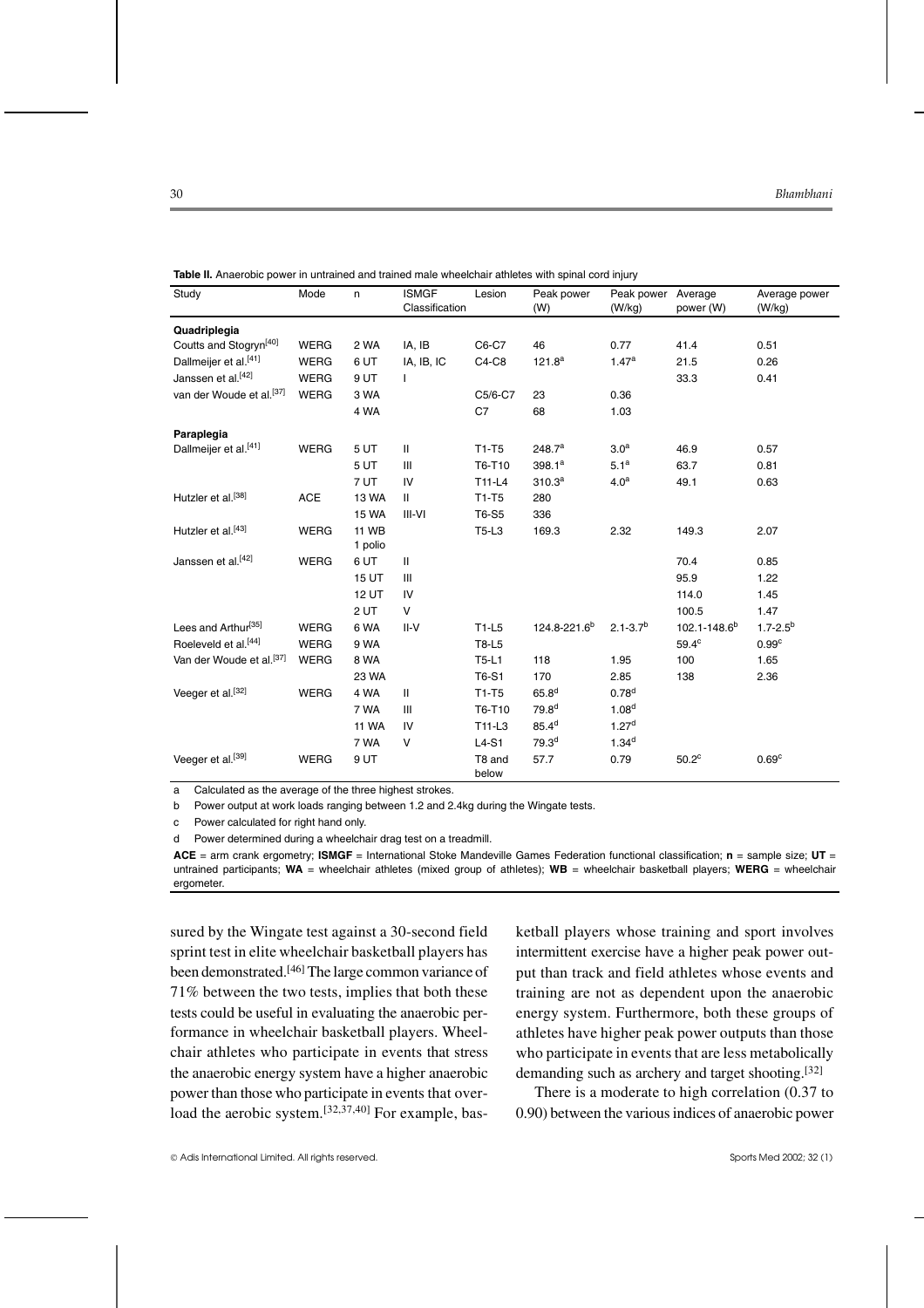**Table II.** Anaerobic power in untrained and trained male wheelchair athletes with spinal cord injury

| Study | Mode | n | ISMGF Classification | Lesion | Peak power (W) | Peak power (W/kg) | Average power (W) | Average power (W/kg) |
|---|---|---|---|---|---|---|---|---|
| **Quadriplegia** | | | | | | | | |
| Coutts and Stogryn[40] | WERG | 2 WA | IA, IB | C6-C7 | 46 | 0.77 | 41.4 | 0.51 |
| Dallmeijer et al.[41] | WERG | 6 UT | IA, IB, IC | C4-C8 | 121.8[a] | 1.47[a] | 21.5 | 0.26 |
| Janssen et al.[42] | WERG | 9 UT | I | | | | 33.3 | 0.41 |
| van der Woude et al.[37] | WERG | 3 WA | | C5/6-C7 | 23 | 0.36 | | |
| | | 4 WA | | C7 | 68 | 1.03 | | |
| **Paraplegia** | | | | | | | | |
| Dallmeijer et al.[41] | WERG | 5 UT | II | T1-T5 | 248.7[a] | 3.0[a] | 46.9 | 0.57 |
| | | 5 UT | III | T6-T10 | 398.1[a] | 5.1[a] | 63.7 | 0.81 |
| | | 7 UT | IV | T11-L4 | 310.3[a] | 4.0[a] | 49.1 | 0.63 |
| Hutzler et al.[38] | ACE | 13 WA | II | T1-T5 | 280 | | | |
| | | 15 WA | III-VI | T6-S5 | 336 | | | |
| Hutzler et al.[43] | WERG | 11 WB 1 polio | | T5-L3 | 169.3 | 2.32 | 149.3 | 2.07 |
| Janssen et al.[42] | WERG | 6 UT | II | | | | 70.4 | 0.85 |
| | | 15 UT | III | | | | 95.9 | 1.22 |
| | | 12 UT | IV | | | | 114.0 | 1.45 |
| | | 2 UT | V | | | | 100.5 | 1.47 |
| Lees and Arthur[35] | WERG | 6 WA | II-V | T1-L5 | 124.8-221.6[b] | 2.1-3.7[b] | 102.1-148.6[b] | 1.7-2.5[b] |
| Roeleveld et al.[44] | WERG | 9 WA | | T8-L5 | | | 59.4[c] | 0.99[c] |
| Van der Woude et al.[37] | WERG | 8 WA | | T5-L1 | 118 | 1.95 | 100 | 1.65 |
| | | 23 WA | | T6-S1 | 170 | 2.85 | 138 | 2.36 |
| Veeger et al.[32] | WERG | 4 WA | II | T1-T5 | 65.8[d] | 0.78[d] | | |
| | | 7 WA | III | T6-T10 | 79.8[d] | 1.08[d] | | |
| | | 11 WA | IV | T11-L3 | 85.4[d] | 1.27[d] | | |
| | | 7 WA | V | L4-S1 | 79.3[d] | 1.34[d] | | |
| Veeger et al.[39] | WERG | 9 UT | | T8 and below | 57.7 | 0.79 | 50.2[c] | 0.69[c] |

a Calculated as the average of the three highest strokes.

b Power output at work loads ranging between 1.2 and 2.4kg during the Wingate tests.

c Power calculated for right hand only.

d Power determined during a wheelchair drag test on a treadmill.

**ACE** = arm crank ergometry; **ISMGF** = International Stoke Mandeville Games Federation functional classification; **n** = sample size; **UT** = untrained participants; **WA** = wheelchair athletes (mixed group of athletes); **WB** = wheelchair basketball players; **WERG** = wheelchair ergometer.

sured by the Wingate test against a 30-second field sprint test in elite wheelchair basketball players has been demonstrated.[46] The large common variance of 71% between the two tests, implies that both these tests could be useful in evaluating the anaerobic performance in wheelchair basketball players. Wheelchair athletes who participate in events that stress the anaerobic energy system have a higher anaerobic power than those who participate in events that overload the aerobic system.[32,37,40] For example, basketball players whose training and sport involves intermittent exercise have a higher peak power output than track and field athletes whose events and training are not as dependent upon the anaerobic energy system. Furthermore, both these groups of athletes have higher peak power outputs than those who participate in events that are less metabolically demanding such as archery and target shooting.[32]

There is a moderate to high correlation (0.37 to 0.90) between the various indices of anaerobic power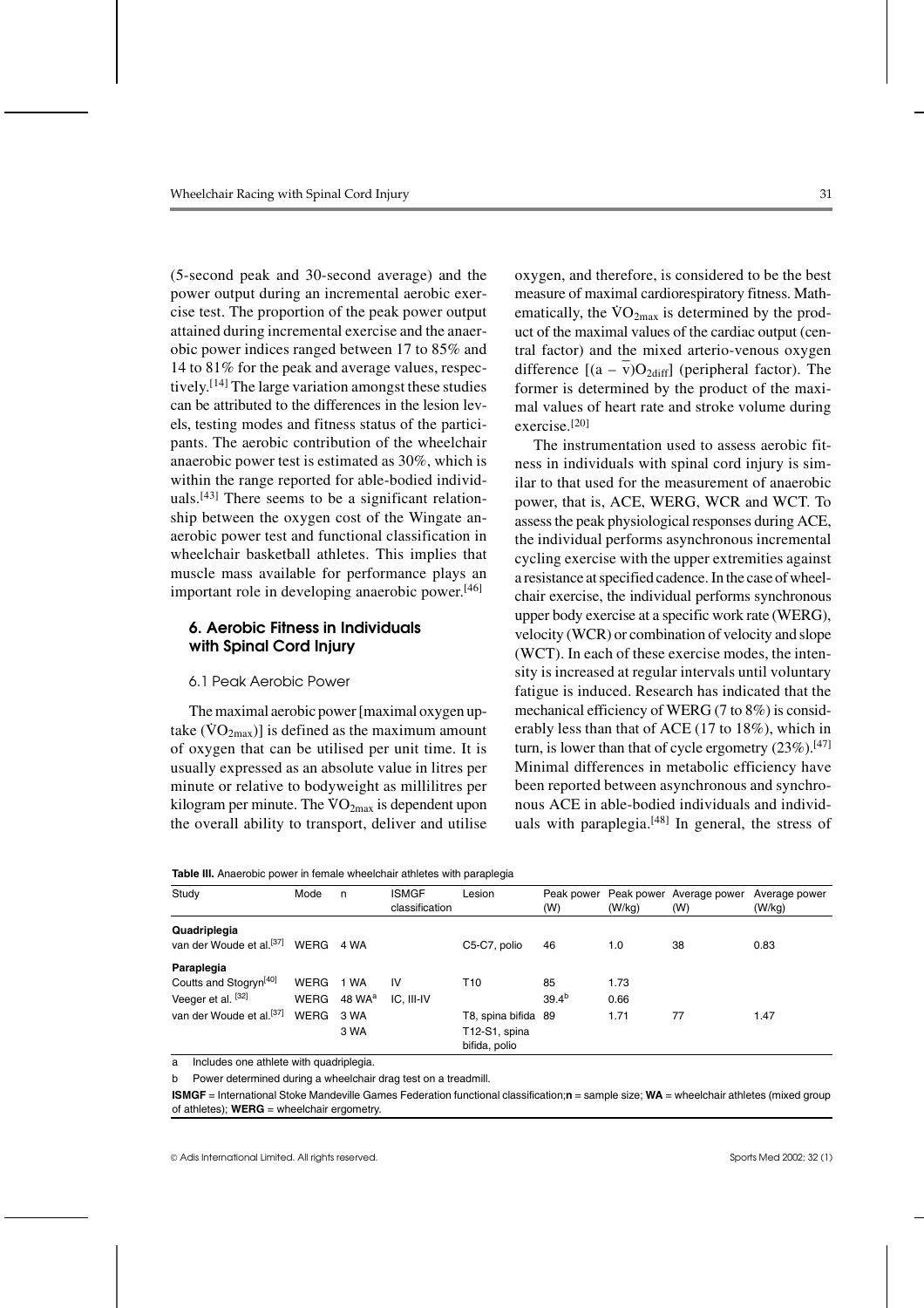(5-second peak and 30-second average) and the power output during an incremental aerobic exercise test. The proportion of the peak power output attained during incremental exercise and the anaerobic power indices ranged between 17 to 85% and 14 to 81% for the peak and average values, respectively.[14] The large variation amongst these studies can be attributed to the differences in the lesion levels, testing modes and fitness status of the participants. The aerobic contribution of the wheelchair anaerobic power test is estimated as 30%, which is within the range reported for able-bodied individuals.[43] There seems to be a significant relationship between the oxygen cost of the Wingate anaerobic power test and functional classification in wheelchair basketball athletes. This implies that muscle mass available for performance plays an important role in developing anaerobic power.[46]

## 6. Aerobic Fitness in Individuals with Spinal Cord Injury

### 6.1 Peak Aerobic Power

The maximal aerobic power [maximal oxygen uptake ($\dot{V}O_{2max}$)] is defined as the maximum amount of oxygen that can be utilised per unit time. It is usually expressed as an absolute value in litres per minute or relative to bodyweight as millilitres per kilogram per minute. The $\dot{V}O_{2max}$ is dependent upon the overall ability to transport, deliver and utilise oxygen, and therefore, is considered to be the best measure of maximal cardiorespiratory fitness. Mathematically, the $\dot{V}O_{2max}$ is determined by the product of the maximal values of the cardiac output (central factor) and the mixed arterio-venous oxygen difference [$(a - \bar{v})O_{2diff}$] (peripheral factor). The former is determined by the product of the maximal values of heart rate and stroke volume during exercise.[20]

The instrumentation used to assess aerobic fitness in individuals with spinal cord injury is similar to that used for the measurement of anaerobic power, that is, ACE, WERG, WCR and WCT. To assess the peak physiological responses during ACE, the individual performs asynchronous incremental cycling exercise with the upper extremities against a resistance at specified cadence. In the case of wheelchair exercise, the individual performs synchronous upper body exercise at a specific work rate (WERG), velocity (WCR) or combination of velocity and slope (WCT). In each of these exercise modes, the intensity is increased at regular intervals until voluntary fatigue is induced. Research has indicated that the mechanical efficiency of WERG (7 to 8%) is considerably less than that of ACE (17 to 18%), which in turn, is lower than that of cycle ergometry (23%).[47] Minimal differences in metabolic efficiency have been reported between asynchronous and synchronous ACE in able-bodied individuals and individuals with paraplegia.[48] In general, the stress of

**Table III.** Anaerobic power in female wheelchair athletes with paraplegia

| Study | Mode | n | ISMGF classification | Lesion | Peak power (W) | Peak power (W/kg) | Average power (W) | Average power (W/kg) |
|---|---|---|---|---|---|---|---|---|
| **Quadriplegia** | | | | | | | | |
| van der Woude et al.[37] | WERG | 4 WA | | C5-C7, polio | 46 | 1.0 | 38 | 0.83 |
| **Paraplegia** | | | | | | | | |
| Coutts and Stogryn[40] | WERG | 1 WA | IV | T10 | 85 | 1.73 | | |
| Veeger et al. [32] | WERG | 48 WA[a] | IC, III-IV | | 39.4[b] | 0.66 | | |
| van der Woude et al.[37] | WERG | 3 WA | | T8, spina bifida | 89 | 1.71 | 77 | 1.47 |
| | | 3 WA | | T12-S1, spina bifida, polio | | | | |

a Includes one athlete with quadriplegia.

b Power determined during a wheelchair drag test on a treadmill.

**ISMGF** = International Stoke Mandeville Games Federation functional classification; **n** = sample size; **WA** = wheelchair athletes (mixed group of athletes); **WERG** = wheelchair ergometry.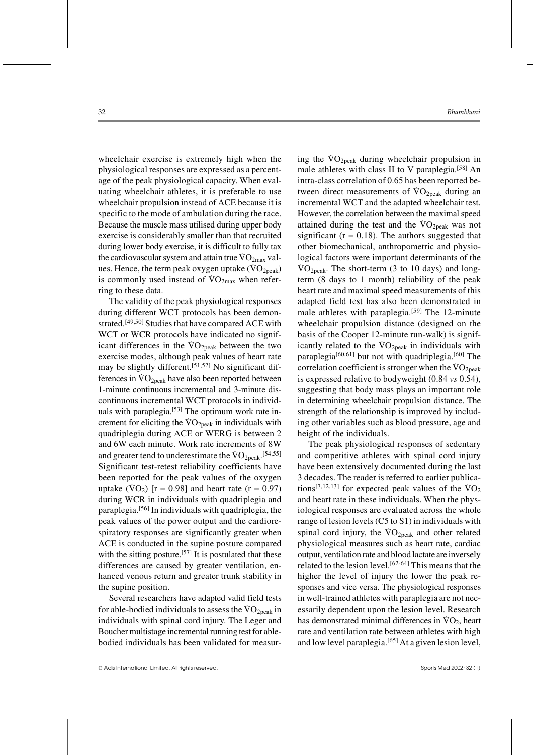wheelchair exercise is extremely high when the physiological responses are expressed as a percentage of the peak physiological capacity. When evaluating wheelchair athletes, it is preferable to use wheelchair propulsion instead of ACE because it is specific to the mode of ambulation during the race. Because the muscle mass utilised during upper body exercise is considerably smaller than that recruited during lower body exercise, it is difficult to fully tax the cardiovascular system and attain true $\dot{V}O_{2max}$ values. Hence, the term peak oxygen uptake ($\dot{V}O_{2peak}$) is commonly used instead of $\dot{V}O_{2max}$ when referring to these data.

The validity of the peak physiological responses during different WCT protocols has been demonstrated.[49,50] Studies that have compared ACE with WCT or WCR protocols have indicated no significant differences in the $\dot{V}O_{2peak}$ between the two exercise modes, although peak values of heart rate may be slightly different.[51,52] No significant differences in $\dot{V}O_{2peak}$ have also been reported between 1-minute continuous incremental and 3-minute discontinuous incremental WCT protocols in individuals with paraplegia.[53] The optimum work rate increment for eliciting the $\dot{V}O_{2peak}$ in individuals with quadriplegia during ACE or WERG is between 2 and 6W each minute. Work rate increments of 8W and greater tend to underestimate the $\dot{V}O_{2peak}$.[54,55] Significant test-retest reliability coefficients have been reported for the peak values of the oxygen uptake ($\dot{V}O_2$) [$r = 0.98$] and heart rate ($r = 0.97$) during WCR in individuals with quadriplegia and paraplegia.[56] In individuals with quadriplegia, the peak values of the power output and the cardiorespiratory responses are significantly greater when ACE is conducted in the supine posture compared with the sitting posture.[57] It is postulated that these differences are caused by greater ventilation, enhanced venous return and greater trunk stability in the supine position.

Several researchers have adapted valid field tests for able-bodied individuals to assess the $\dot{V}O_{2peak}$ in individuals with spinal cord injury. The Leger and Boucher multistage incremental running test for able-bodied individuals has been validated for measuring the $\dot{V}O_{2peak}$ during wheelchair propulsion in male athletes with class II to V paraplegia.[58] An intra-class correlation of 0.65 has been reported between direct measurements of $\dot{V}O_{2peak}$ during an incremental WCT and the adapted wheelchair test. However, the correlation between the maximal speed attained during the test and the $\dot{V}O_{2peak}$ was not significant ($r = 0.18$). The authors suggested that other biomechanical, anthropometric and physiological factors were important determinants of the $\dot{V}O_{2peak}$. The short-term (3 to 10 days) and long-term (8 days to 1 month) reliability of the peak heart rate and maximal speed measurements of this adapted field test has also been demonstrated in male athletes with paraplegia.[59] The 12-minute wheelchair propulsion distance (designed on the basis of the Cooper 12-minute run-walk) is significantly related to the $\dot{V}O_{2peak}$ in individuals with paraplegia[60,61] but not with quadriplegia.[60] The correlation coefficient is stronger when the $\dot{V}O_{2peak}$ is expressed relative to bodyweight (0.84 *vs* 0.54), suggesting that body mass plays an important role in determining wheelchair propulsion distance. The strength of the relationship is improved by including other variables such as blood pressure, age and height of the individuals.

The peak physiological responses of sedentary and competitive athletes with spinal cord injury have been extensively documented during the last 3 decades. The reader is referred to earlier publications[7,12,13] for expected peak values of the $\dot{V}O_2$ and heart rate in these individuals. When the physiological responses are evaluated across the whole range of lesion levels (C5 to S1) in individuals with spinal cord injury, the $\dot{V}O_{2peak}$ and other related physiological measures such as heart rate, cardiac output, ventilation rate and blood lactate are inversely related to the lesion level.[62-64] This means that the higher the level of injury the lower the peak responses and vice versa. The physiological responses in well-trained athletes with paraplegia are not necessarily dependent upon the lesion level. Research has demonstrated minimal differences in $\dot{V}O_2$, heart rate and ventilation rate between athletes with high and low level paraplegia.[65] At a given lesion level,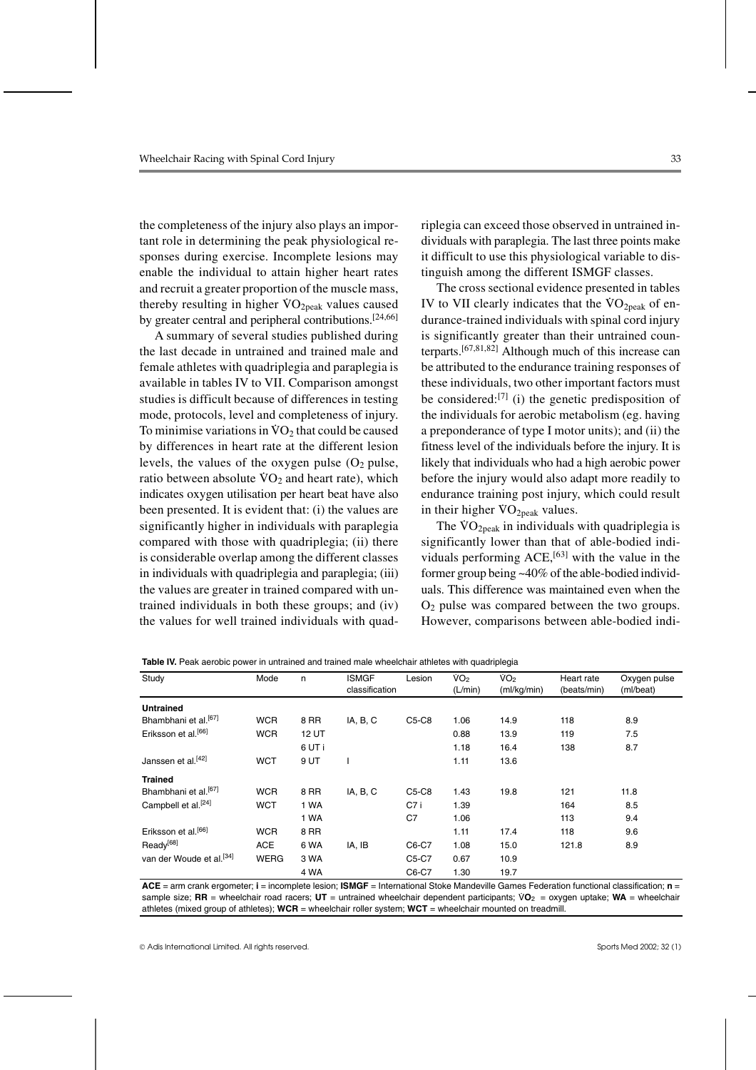the completeness of the injury also plays an important role in determining the peak physiological responses during exercise. Incomplete lesions may enable the individual to attain higher heart rates and recruit a greater proportion of the muscle mass, thereby resulting in higher $\dot{V}O_{2peak}$ values caused by greater central and peripheral contributions.[24,66]

A summary of several studies published during the last decade in untrained and trained male and female athletes with quadriplegia and paraplegia is available in tables IV to VII. Comparison amongst studies is difficult because of differences in testing mode, protocols, level and completeness of injury. To minimise variations in $\dot{V}O_2$ that could be caused by differences in heart rate at the different lesion levels, the values of the oxygen pulse ($O_2$ pulse, ratio between absolute $\dot{V}O_2$ and heart rate), which indicates oxygen utilisation per heart beat have also been presented. It is evident that: (i) the values are significantly higher in individuals with paraplegia compared with those with quadriplegia; (ii) there is considerable overlap among the different classes in individuals with quadriplegia and paraplegia; (iii) the values are greater in trained compared with untrained individuals in both these groups; and (iv) the values for well trained individuals with quadriplegia can exceed those observed in untrained individuals with paraplegia. The last three points make it difficult to use this physiological variable to distinguish among the different ISMGF classes.

The cross sectional evidence presented in tables IV to VII clearly indicates that the $\dot{V}O_{2peak}$ of endurance-trained individuals with spinal cord injury is significantly greater than their untrained counterparts.[67,81,82] Although much of this increase can be attributed to the endurance training responses of these individuals, two other important factors must be considered:[7] (i) the genetic predisposition of the individuals for aerobic metabolism (eg. having a preponderance of type I motor units); and (ii) the fitness level of the individuals before the injury. It is likely that individuals who had a high aerobic power before the injury would also adapt more readily to endurance training post injury, which could result in their higher $\dot{V}O_{2peak}$ values.

The $\dot{V}O_{2peak}$ in individuals with quadriplegia is significantly lower than that of able-bodied individuals performing ACE,[63] with the value in the former group being ~40% of the able-bodied individuals. This difference was maintained even when the $O_2$ pulse was compared between the two groups. However, comparisons between able-bodied indi-

**Table IV.** Peak aerobic power in untrained and trained male wheelchair athletes with quadriplegia

| Study | Mode | n | ISMGF classification | Lesion | $\dot{V}O_2$ (L/min) | $\dot{V}O_2$ (ml/kg/min) | Heart rate (beats/min) | Oxygen pulse (ml/beat) |
|---|---|---|---|---|---|---|---|---|
| **Untrained** | | | | | | | | |
| Bhambhani et al.[67] | WCR | 8 RR | IA, B, C | C5-C8 | 1.06 | 14.9 | 118 | 8.9 |
| Eriksson et al.[66] | WCR | 12 UT | | | 0.88 | 13.9 | 119 | 7.5 |
| | | 6 UT i | | | 1.18 | 16.4 | 138 | 8.7 |
| Janssen et al.[42] | WCT | 9 UT | I | | 1.11 | 13.6 | | |
| **Trained** | | | | | | | | |
| Bhambhani et al.[67] | WCR | 8 RR | IA, B, C | C5-C8 | 1.43 | 19.8 | 121 | 11.8 |
| Campbell et al.[24] | WCT | 1 WA | | C7 i | 1.39 | | 164 | 8.5 |
| | | 1 WA | | C7 | 1.06 | | 113 | 9.4 |
| Eriksson et al.[66] | WCR | 8 RR | | | 1.11 | 17.4 | 118 | 9.6 |
| Ready[68] | ACE | 6 WA | IA, IB | C6-C7 | 1.08 | 15.0 | 121.8 | 8.9 |
| van der Woude et al.[34] | WERG | 3 WA | | C5-C7 | 0.67 | 10.9 | | |
| | | 4 WA | | C6-C7 | 1.30 | 19.7 | | |

**ACE** = arm crank ergometer; **i** = incomplete lesion; **ISMGF** = International Stoke Mandeville Games Federation functional classification; **n** = sample size; **RR** = wheelchair road racers; **UT** = untrained wheelchair dependent participants; $\dot{V}O_2$ = oxygen uptake; **WA** = wheelchair athletes (mixed group of athletes); **WCR** = wheelchair roller system; **WCT** = wheelchair mounted on treadmill.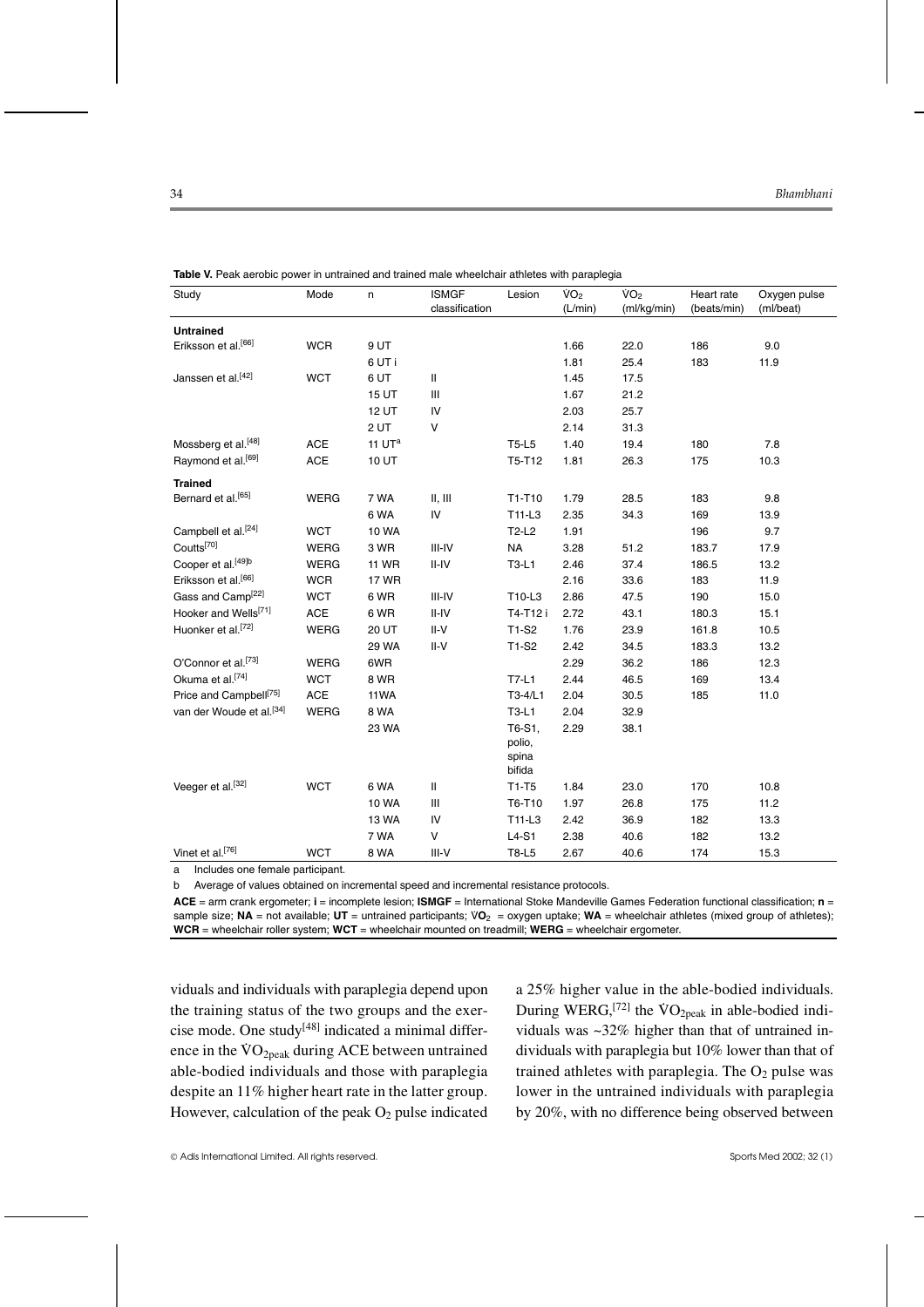**Table V.** Peak aerobic power in untrained and trained male wheelchair athletes with paraplegia

| Study | Mode | n | ISMGF classification | Lesion | $\dot{V}O_2$ (L/min) | $\dot{V}O_2$ (ml/kg/min) | Heart rate (beats/min) | Oxygen pulse (ml/beat) |
|---|---|---|---|---|---|---|---|---|
| **Untrained** | | | | | | | | |
| Eriksson et al.[66] | WCR | 9 UT | | | 1.66 | 22.0 | 186 | 9.0 |
| | | 6 UT i | | | 1.81 | 25.4 | 183 | 11.9 |
| Janssen et al.[42] | WCT | 6 UT | II | | 1.45 | 17.5 | | |
| | | 15 UT | III | | 1.67 | 21.2 | | |
| | | 12 UT | IV | | 2.03 | 25.7 | | |
| | | 2 UT | V | | 2.14 | 31.3 | | |
| Mossberg et al.[48] | ACE | 11 UT[a] | | T5-L5 | 1.40 | 19.4 | 180 | 7.8 |
| Raymond et al.[69] | ACE | 10 UT | | T5-T12 | 1.81 | 26.3 | 175 | 10.3 |
| **Trained** | | | | | | | | |
| Bernard et al.[65] | WERG | 7 WA | II, III | T1-T10 | 1.79 | 28.5 | 183 | 9.8 |
| | | 6 WA | IV | T11-L3 | 2.35 | 34.3 | 169 | 13.9 |
| Campbell et al.[24] | WCT | 10 WA | | T2-L2 | 1.91 | | 196 | 9.7 |
| Coutts[70] | WERG | 3 WR | III-IV | NA | 3.28 | 51.2 | 183.7 | 17.9 |
| Cooper et al.[49]b | WERG | 11 WR | II-IV | T3-L1 | 2.46 | 37.4 | 186.5 | 13.2 |
| Eriksson et al.[66] | WCR | 17 WR | | | 2.16 | 33.6 | 183 | 11.9 |
| Gass and Camp[22] | WCT | 6 WR | III-IV | T10-L3 | 2.86 | 47.5 | 190 | 15.0 |
| Hooker and Wells[71] | ACE | 6 WR | II-IV | T4-T12 i | 2.72 | 43.1 | 180.3 | 15.1 |
| Huonker et al.[72] | WERG | 20 UT | II-V | T1-S2 | 1.76 | 23.9 | 161.8 | 10.5 |
| | | 29 WA | II-V | T1-S2 | 2.42 | 34.5 | 183.3 | 13.2 |
| O'Connor et al.[73] | WERG | 6WR | | | 2.29 | 36.2 | 186 | 12.3 |
| Okuma et al.[74] | WCT | 8 WR | | T7-L1 | 2.44 | 46.5 | 169 | 13.4 |
| Price and Campbell[75] | ACE | 11WA | | T3-4/L1 | 2.04 | 30.5 | 185 | 11.0 |
| van der Woude et al.[34] | WERG | 8 WA | | T3-L1 | 2.04 | 32.9 | | |
| | | 23 WA | | T6-S1, polio, spina bifida | 2.29 | 38.1 | | |
| Veeger et al.[32] | WCT | 6 WA | II | T1-T5 | 1.84 | 23.0 | 170 | 10.8 |
| | | 10 WA | III | T6-T10 | 1.97 | 26.8 | 175 | 11.2 |
| | | 13 WA | IV | T11-L3 | 2.42 | 36.9 | 182 | 13.3 |
| | | 7 WA | V | L4-S1 | 2.38 | 40.6 | 182 | 13.2 |
| Vinet et al.[76] | WCT | 8 WA | III-V | T8-L5 | 2.67 | 40.6 | 174 | 15.3 |

a Includes one female participant.

b Average of values obtained on incremental speed and incremental resistance protocols.

**ACE** = arm crank ergometer; **i** = incomplete lesion; **ISMGF** = International Stoke Mandeville Games Federation functional classification; **n** = sample size; **NA** = not available; **UT** = untrained participants; $\dot{V}O_2$ = oxygen uptake; **WA** = wheelchair athletes (mixed group of athletes); **WCR** = wheelchair roller system; **WCT** = wheelchair mounted on treadmill; **WERG** = wheelchair ergometer.

viduals and individuals with paraplegia depend upon the training status of the two groups and the exercise mode. One study[48] indicated a minimal difference in the $\dot{V}O_{2peak}$ during ACE between untrained able-bodied individuals and those with paraplegia despite an 11% higher heart rate in the latter group. However, calculation of the peak $O_2$ pulse indicated a 25% higher value in the able-bodied individuals. During WERG,[72] the $\dot{V}O_{2peak}$ in able-bodied individuals was ~32% higher than that of untrained individuals with paraplegia but 10% lower than that of trained athletes with paraplegia. The $O_2$ pulse was lower in the untrained individuals with paraplegia by 20%, with no difference being observed between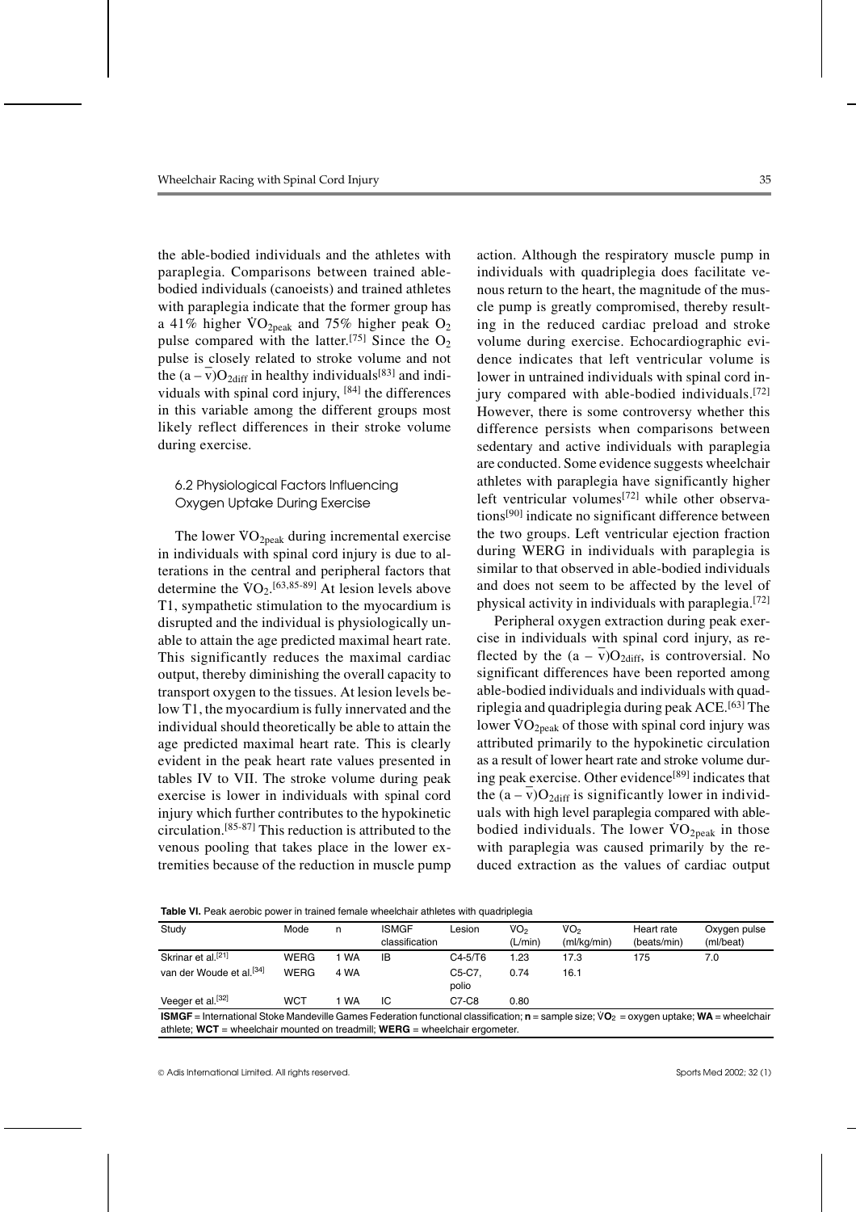the able-bodied individuals and the athletes with paraplegia. Comparisons between trained able-bodied individuals (canoeists) and trained athletes with paraplegia indicate that the former group has a 41% higher $\dot{V}O_{2peak}$ and 75% higher peak $O_2$ pulse compared with the latter.[75] Since the $O_2$ pulse is closely related to stroke volume and not the $(a - \bar{v})O_{2diff}$ in healthy individuals[83] and individuals with spinal cord injury, [84] the differences in this variable among the different groups most likely reflect differences in their stroke volume during exercise.

### 6.2 Physiological Factors Influencing Oxygen Uptake During Exercise

The lower $\dot{V}O_{2peak}$ during incremental exercise in individuals with spinal cord injury is due to alterations in the central and peripheral factors that determine the $\dot{V}O_2$.[63,85-89] At lesion levels above T1, sympathetic stimulation to the myocardium is disrupted and the individual is physiologically unable to attain the age predicted maximal heart rate. This significantly reduces the maximal cardiac output, thereby diminishing the overall capacity to transport oxygen to the tissues. At lesion levels below T1, the myocardium is fully innervated and the individual should theoretically be able to attain the age predicted maximal heart rate. This is clearly evident in the peak heart rate values presented in tables IV to VII. The stroke volume during peak exercise is lower in individuals with spinal cord injury which further contributes to the hypokinetic circulation.[85-87] This reduction is attributed to the venous pooling that takes place in the lower extremities because of the reduction in muscle pump action. Although the respiratory muscle pump in individuals with quadriplegia does facilitate venous return to the heart, the magnitude of the muscle pump is greatly compromised, thereby resulting in the reduced cardiac preload and stroke volume during exercise. Echocardiographic evidence indicates that left ventricular volume is lower in untrained individuals with spinal cord injury compared with able-bodied individuals.[72] However, there is some controversy whether this difference persists when comparisons between sedentary and active individuals with paraplegia are conducted. Some evidence suggests wheelchair athletes with paraplegia have significantly higher left ventricular volumes[72] while other observations[90] indicate no significant difference between the two groups. Left ventricular ejection fraction during WERG in individuals with paraplegia is similar to that observed in able-bodied individuals and does not seem to be affected by the level of physical activity in individuals with paraplegia.[72]

Peripheral oxygen extraction during peak exercise in individuals with spinal cord injury, as reflected by the $(a - \bar{v})O_{2diff}$, is controversial. No significant differences have been reported among able-bodied individuals and individuals with quadriplegia and quadriplegia during peak ACE.[63] The lower $\dot{V}O_{2peak}$ of those with spinal cord injury was attributed primarily to the hypokinetic circulation as a result of lower heart rate and stroke volume during peak exercise. Other evidence[89] indicates that the $(a - \bar{v})O_{2diff}$ is significantly lower in individuals with high level paraplegia compared with able-bodied individuals. The lower $\dot{V}O_{2peak}$ in those with paraplegia was caused primarily by the reduced extraction as the values of cardiac output

**Table VI.** Peak aerobic power in trained female wheelchair athletes with quadriplegia

| Study | Mode | n | ISMGF classification | Lesion | $\dot{V}O_2$ (L/min) | $\dot{V}O_2$ (ml/kg/min) | Heart rate (beats/min) | Oxygen pulse (ml/beat) |
|---|---|---|---|---|---|---|---|---|
| Skrinar et al.[21] | WERG | 1 WA | IB | C4-5/T6 | 1.23 | 17.3 | 175 | 7.0 |
| van der Woude et al.[34] | WERG | 4 WA | | C5-C7, polio | 0.74 | 16.1 | | |
| Veeger et al.[32] | WCT | 1 WA | IC | C7-C8 | 0.80 | | | |

**ISMGF** = International Stoke Mandeville Games Federation functional classification; **n** = sample size; $\dot{V}O_2$ = oxygen uptake; **WA** = wheelchair athlete; **WCT** = wheelchair mounted on treadmill; **WERG** = wheelchair ergometer.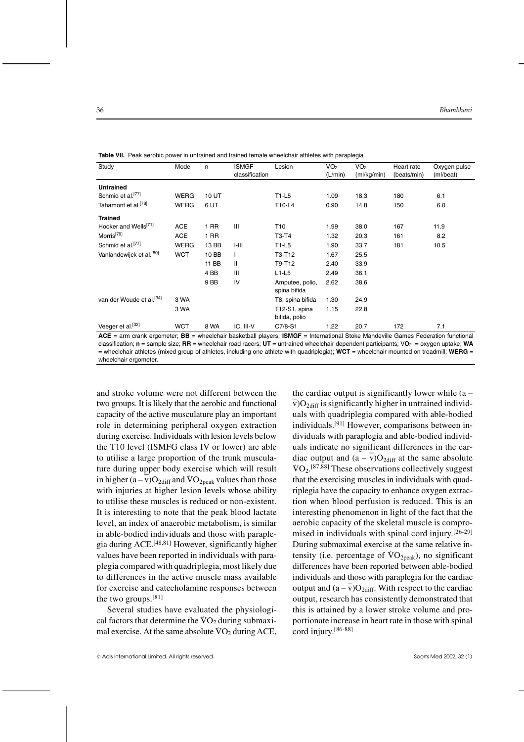**Table VII.** Peak aerobic power in untrained and trained female wheelchair athletes with paraplegia

| Study | Mode | n | ISMGF classification | Lesion | $\dot{V}O_2$ (L/min) | $\dot{V}O_2$ (ml/kg/min) | Heart rate (beats/min) | Oxygen pulse (ml/beat) |
|---|---|---|---|---|---|---|---|---|
| **Untrained** | | | | | | | | |
| Schmid et al.[77] | WERG | 10 UT | | T1-L5 | 1.09 | 18.3 | 180 | 6.1 |
| Tahamont et al.[78] | WERG | 6 UT | | T10-L4 | 0.90 | 14.8 | 150 | 6.0 |
| **Trained** | | | | | | | | |
| Hooker and Wells[71] | ACE | 1 RR | III | T10 | 1.99 | 38.0 | 167 | 11.9 |
| Morris[79] | ACE | 1 RR | | T3-T4 | 1.32 | 20.3 | 161 | 8.2 |
| Schmid et al.[77] | WERG | 13 BB | I-III | T1-L5 | 1.90 | 33.7 | 181 | 10.5 |
| Vanlandewijck et al.[80] | WCT | 10 BB | I | T3-T12 | 1.67 | 25.5 | | |
| | | 11 BB | II | T9-T12 | 2.40 | 33.9 | | |
| | | 4 BB | III | L1-L5 | 2.49 | 36.1 | | |
| | | 9 BB | IV | Amputee, polio, spina bifida | 2.62 | 38.6 | | |
| van der Woude et al.[34] | 3 WA | | | T8, spina bifida | 1.30 | 24.9 | | |
| | 3 WA | | | T12-S1, spina bifida, polio | 1.15 | 22.8 | | |
| Veeger et al.[32] | WCT | 8 WA | IC, III-V | C7/8-S1 | 1.22 | 20.7 | 172 | 7.1 |

**ACE** = arm crank ergometer; **BB** = wheelchair basketball players; **ISMGF** = International Stoke Mandeville Games Federation functional classification; **n** = sample size; **RR** = wheelchair road racers; **UT** = untrained wheelchair dependent participants; $\dot{V}O_2$ = oxygen uptake; **WA** = wheelchair athletes (mixed group of athletes, including one athlete with quadriplegia); **WCT** = wheelchair mounted on treadmill; **WERG** = wheelchair ergometer.

and stroke volume were not different between the two groups. It is likely that the aerobic and functional capacity of the active musculature play an important role in determining peripheral oxygen extraction during exercise. Individuals with lesion levels below the T10 level (ISMFG class IV or lower) are able to utilise a large proportion of the trunk musculature during upper body exercise which will result in higher $(a-\bar{v})O_{2diff}$ and $\dot{V}O_{2peak}$ values than those with injuries at higher lesion levels whose ability to utilise these muscles is reduced or non-existent. It is interesting to note that the peak blood lactate level, an index of anaerobic metabolism, is similar in able-bodied individuals and those with paraplegia during ACE.[48,81] However, significantly higher values have been reported in individuals with paraplegia compared with quadriplegia, most likely due to differences in the active muscle mass available for exercise and catecholamine responses between the two groups.[81]

Several studies have evaluated the physiological factors that determine the $\dot{V}O_2$ during submaximal exercise. At the same absolute $\dot{V}O_2$ during ACE, the cardiac output is significantly lower while $(a-\bar{v})O_{2diff}$ is significantly higher in untrained individuals with quadriplegia compared with able-bodied individuals.[91] However, comparisons between individuals with paraplegia and able-bodied individuals indicate no significant differences in the cardiac output and $(a-\bar{v})O_{2diff}$ at the same absolute $\dot{V}O_2$.[87,88] These observations collectively suggest that the exercising muscles in individuals with quadriplegia have the capacity to enhance oxygen extraction when blood perfusion is reduced. This is an interesting phenomenon in light of the fact that the aerobic capacity of the skeletal muscle is compromised in individuals with spinal cord injury.[26-29] During submaximal exercise at the same relative intensity (i.e. percentage of $\dot{V}O_{2peak}$), no significant differences have been reported between able-bodied individuals and those with paraplegia for the cardiac output and $(a-\bar{v})O_{2diff}$. With respect to the cardiac output, research has consistently demonstrated that this is attained by a lower stroke volume and proportionate increase in heart rate in those with spinal cord injury.[86-88]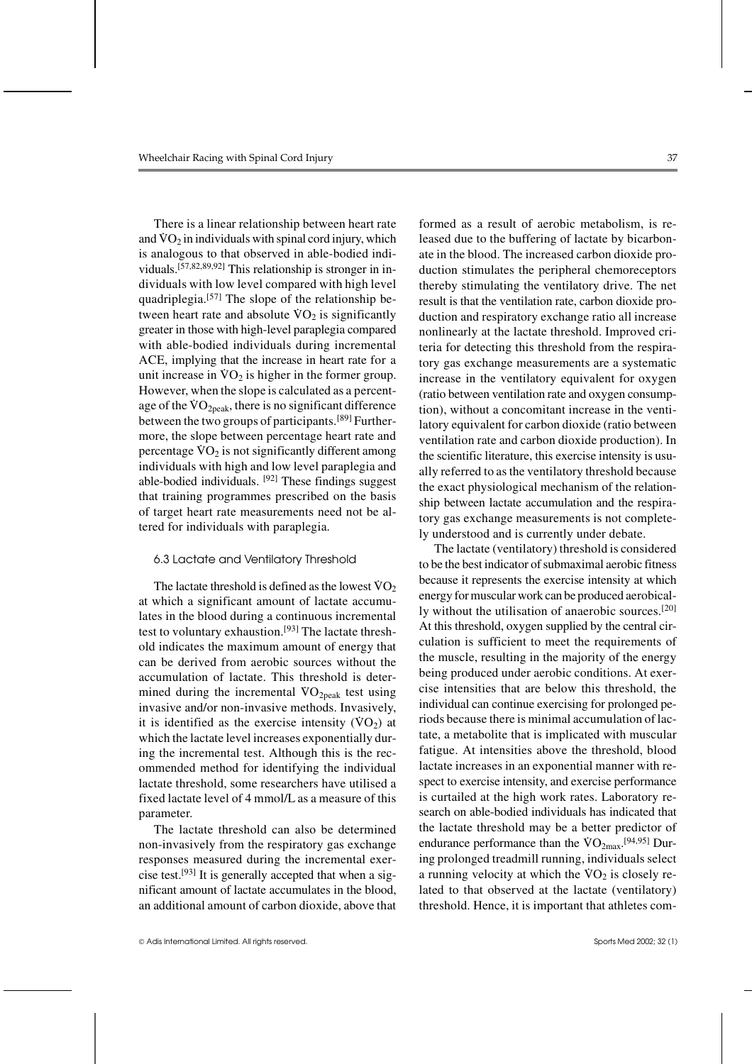There is a linear relationship between heart rate and $\dot{V}O_2$ in individuals with spinal cord injury, which is analogous to that observed in able-bodied individuals.[57,82,89,92] This relationship is stronger in individuals with low level compared with high level quadriplegia.[57] The slope of the relationship between heart rate and absolute $\dot{V}O_2$ is significantly greater in those with high-level paraplegia compared with able-bodied individuals during incremental ACE, implying that the increase in heart rate for a unit increase in $\dot{V}O_2$ is higher in the former group. However, when the slope is calculated as a percentage of the $\dot{V}O_{2peak}$, there is no significant difference between the two groups of participants.[89] Furthermore, the slope between percentage heart rate and percentage $\dot{V}O_2$ is not significantly different among individuals with high and low level paraplegia and able-bodied individuals. [92] These findings suggest that training programmes prescribed on the basis of target heart rate measurements need not be altered for individuals with paraplegia.

### 6.3 Lactate and Ventilatory Threshold

The lactate threshold is defined as the lowest $\dot{V}O_2$ at which a significant amount of lactate accumulates in the blood during a continuous incremental test to voluntary exhaustion.[93] The lactate threshold indicates the maximum amount of energy that can be derived from aerobic sources without the accumulation of lactate. This threshold is determined during the incremental $\dot{V}O_{2peak}$ test using invasive and/or non-invasive methods. Invasively, it is identified as the exercise intensity ($\dot{V}O_2$) at which the lactate level increases exponentially during the incremental test. Although this is the recommended method for identifying the individual lactate threshold, some researchers have utilised a fixed lactate level of 4 mmol/L as a measure of this parameter.

The lactate threshold can also be determined non-invasively from the respiratory gas exchange responses measured during the incremental exercise test.[93] It is generally accepted that when a significant amount of lactate accumulates in the blood, an additional amount of carbon dioxide, above that formed as a result of aerobic metabolism, is released due to the buffering of lactate by bicarbonate in the blood. The increased carbon dioxide production stimulates the peripheral chemoreceptors thereby stimulating the ventilatory drive. The net result is that the ventilation rate, carbon dioxide production and respiratory exchange ratio all increase nonlinearly at the lactate threshold. Improved criteria for detecting this threshold from the respiratory gas exchange measurements are a systematic increase in the ventilatory equivalent for oxygen (ratio between ventilation rate and oxygen consumption), without a concomitant increase in the ventilatory equivalent for carbon dioxide (ratio between ventilation rate and carbon dioxide production). In the scientific literature, this exercise intensity is usually referred to as the ventilatory threshold because the exact physiological mechanism of the relationship between lactate accumulation and the respiratory gas exchange measurements is not completely understood and is currently under debate.

The lactate (ventilatory) threshold is considered to be the best indicator of submaximal aerobic fitness because it represents the exercise intensity at which energy for muscular work can be produced aerobically without the utilisation of anaerobic sources.[20] At this threshold, oxygen supplied by the central circulation is sufficient to meet the requirements of the muscle, resulting in the majority of the energy being produced under aerobic conditions. At exercise intensities that are below this threshold, the individual can continue exercising for prolonged periods because there is minimal accumulation of lactate, a metabolite that is implicated with muscular fatigue. At intensities above the threshold, blood lactate increases in an exponential manner with respect to exercise intensity, and exercise performance is curtailed at the high work rates. Laboratory research on able-bodied individuals has indicated that the lactate threshold may be a better predictor of endurance performance than the $\dot{V}O_{2max}$.[94,95] During prolonged treadmill running, individuals select a running velocity at which the $\dot{V}O_2$ is closely related to that observed at the lactate (ventilatory) threshold. Hence, it is important that athletes com-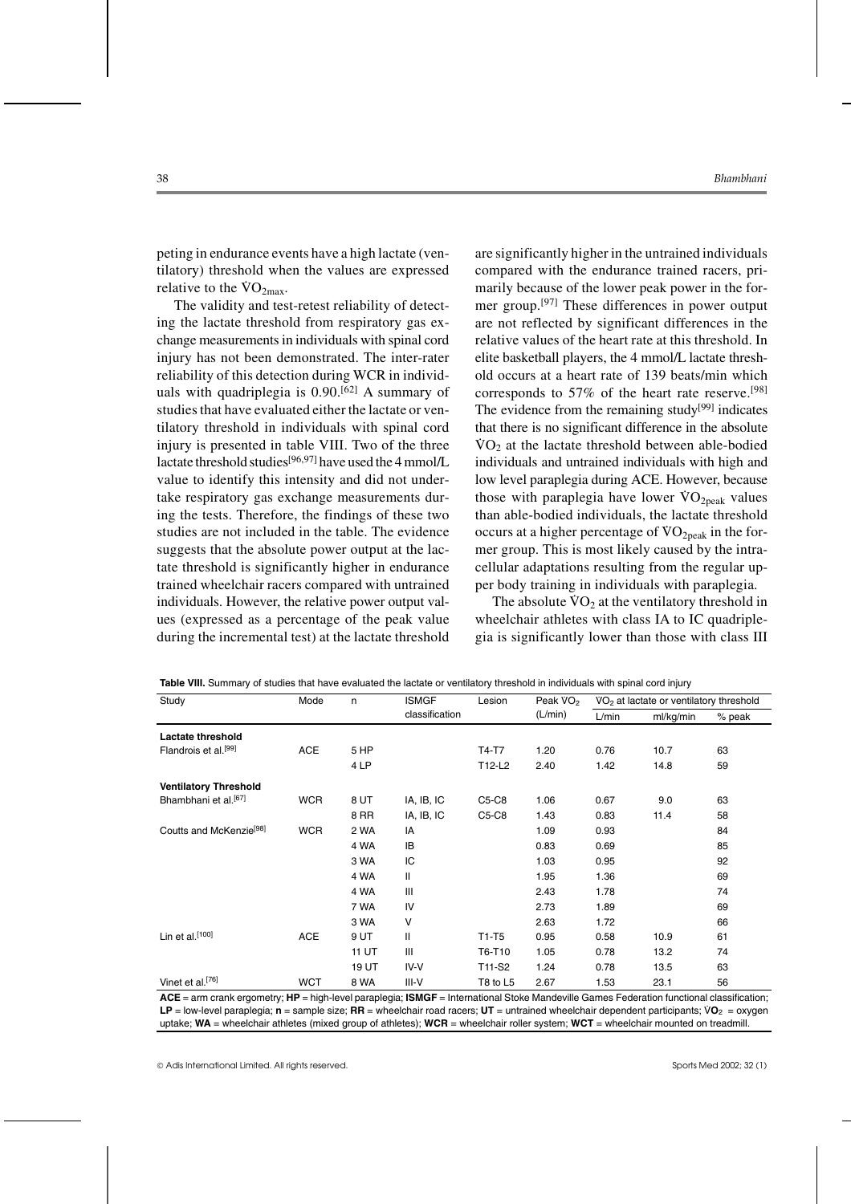peting in endurance events have a high lactate (ventilatory) threshold when the values are expressed relative to the $\dot{V}O_{2max}$.

The validity and test-retest reliability of detecting the lactate threshold from respiratory gas exchange measurements in individuals with spinal cord injury has not been demonstrated. The inter-rater reliability of this detection during WCR in individuals with quadriplegia is 0.90.[62] A summary of studies that have evaluated either the lactate or ventilatory threshold in individuals with spinal cord injury is presented in table VIII. Two of the three lactate threshold studies[96,97] have used the 4 mmol/L value to identify this intensity and did not undertake respiratory gas exchange measurements during the tests. Therefore, the findings of these two studies are not included in the table. The evidence suggests that the absolute power output at the lactate threshold is significantly higher in endurance trained wheelchair racers compared with untrained individuals. However, the relative power output values (expressed as a percentage of the peak value during the incremental test) at the lactate threshold are significantly higher in the untrained individuals compared with the endurance trained racers, primarily because of the lower peak power in the former group.[97] These differences in power output are not reflected by significant differences in the relative values of the heart rate at this threshold. In elite basketball players, the 4 mmol/L lactate threshold occurs at a heart rate of 139 beats/min which corresponds to 57% of the heart rate reserve.[98] The evidence from the remaining study[99] indicates that there is no significant difference in the absolute $\dot{V}O_2$ at the lactate threshold between able-bodied individuals and untrained individuals with high and low level paraplegia during ACE. However, because those with paraplegia have lower $\dot{V}O_{2peak}$ values than able-bodied individuals, the lactate threshold occurs at a higher percentage of $\dot{V}O_{2peak}$ in the former group. This is most likely caused by the intracellular adaptations resulting from the regular upper body training in individuals with paraplegia.

The absolute $\dot{V}O_2$ at the ventilatory threshold in wheelchair athletes with class IA to IC quadriplegia is significantly lower than those with class III

**Table VIII.** Summary of studies that have evaluated the lactate or ventilatory threshold in individuals with spinal cord injury

| Study | Mode | n | ISMGF classification | Lesion | Peak $VO_2$ (L/min) | $VO_2$ at lactate or ventilatory threshold | | |
|---|---|---|---|---|---|---|---|---|
| | | | | | | L/min | ml/kg/min | % peak |
| **Lactate threshold** | | | | | | | | |
| Flandrois et al.[99] | ACE | 5 HP | | T4-T7 | 1.20 | 0.76 | 10.7 | 63 |
| | | 4 LP | | T12-L2 | 2.40 | 1.42 | 14.8 | 59 |
| **Ventilatory Threshold** | | | | | | | | |
| Bhambhani et al.[67] | WCR | 8 UT | IA, IB, IC | C5-C8 | 1.06 | 0.67 | 9.0 | 63 |
| | | 8 RR | IA, IB, IC | C5-C8 | 1.43 | 0.83 | 11.4 | 58 |
| Coutts and McKenzie[98] | WCR | 2 WA | IA | | 1.09 | 0.93 | | 84 |
| | | 4 WA | IB | | 0.83 | 0.69 | | 85 |
| | | 3 WA | IC | | 1.03 | 0.95 | | 92 |
| | | 4 WA | II | | 1.95 | 1.36 | | 69 |
| | | 4 WA | III | | 2.43 | 1.78 | | 74 |
| | | 7 WA | IV | | 2.73 | 1.89 | | 69 |
| | | 3 WA | V | | 2.63 | 1.72 | | 66 |
| Lin et al.[100] | ACE | 9 UT | II | T1-T5 | 0.95 | 0.58 | 10.9 | 61 |
| | | 11 UT | III | T6-T10 | 1.05 | 0.78 | 13.2 | 74 |
| | | 19 UT | IV-V | T11-S2 | 1.24 | 0.78 | 13.5 | 63 |
| Vinet et al.[76] | WCT | 8 WA | III-V | T8 to L5 | 2.67 | 1.53 | 23.1 | 56 |

**ACE** = arm crank ergometry; **HP** = high-level paraplegia; **ISMGF** = International Stoke Mandeville Games Federation functional classification; **LP** = low-level paraplegia; **n** = sample size; **RR** = wheelchair road racers; **UT** = untrained wheelchair dependent participants; $\dot{V}O_2$ = oxygen uptake; **WA** = wheelchair athletes (mixed group of athletes); **WCR** = wheelchair roller system; **WCT** = wheelchair mounted on treadmill.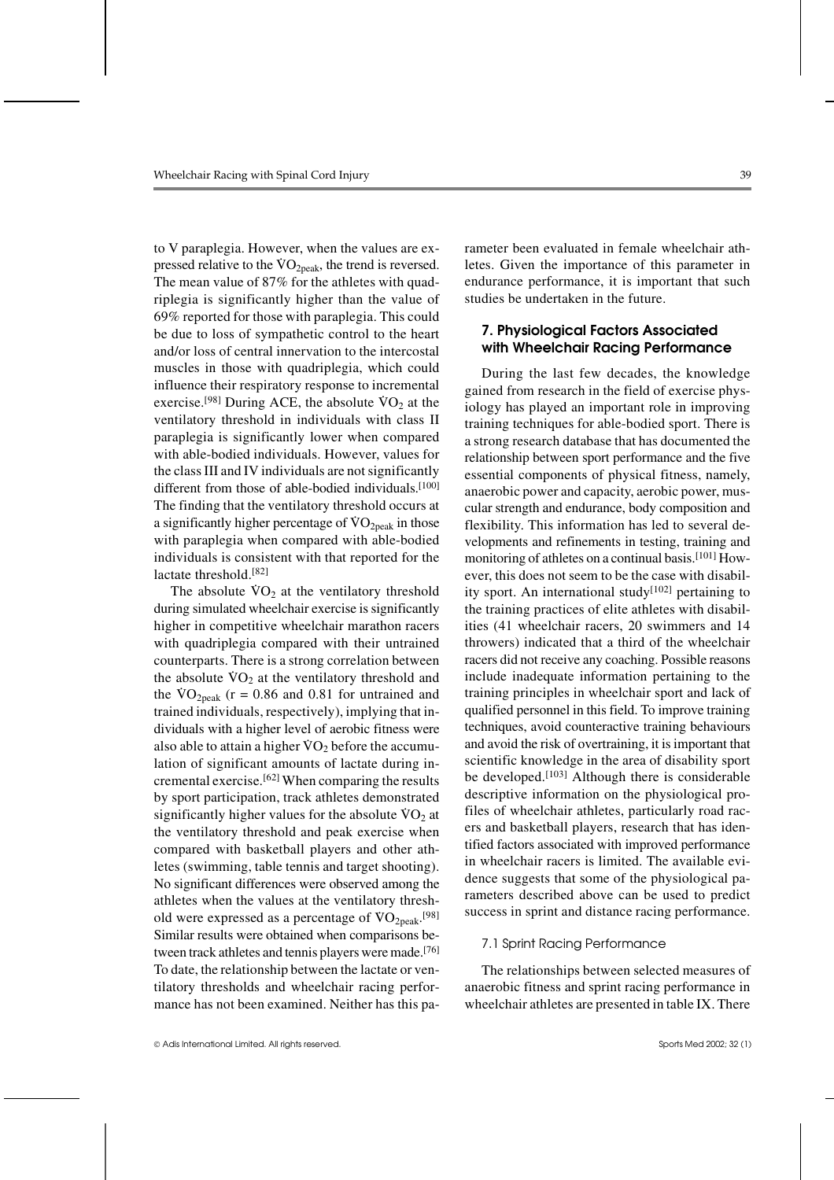to V paraplegia. However, when the values are expressed relative to the $\dot{V}O_{2peak}$, the trend is reversed. The mean value of 87% for the athletes with quadriplegia is significantly higher than the value of 69% reported for those with paraplegia. This could be due to loss of sympathetic control to the heart and/or loss of central innervation to the intercostal muscles in those with quadriplegia, which could influence their respiratory response to incremental exercise.[98] During ACE, the absolute $\dot{V}O_2$ at the ventilatory threshold in individuals with class II paraplegia is significantly lower when compared with able-bodied individuals. However, values for the class III and IV individuals are not significantly different from those of able-bodied individuals.[100] The finding that the ventilatory threshold occurs at a significantly higher percentage of $\dot{V}O_{2peak}$ in those with paraplegia when compared with able-bodied individuals is consistent with that reported for the lactate threshold.[82]

The absolute $\dot{V}O_2$ at the ventilatory threshold during simulated wheelchair exercise is significantly higher in competitive wheelchair marathon racers with quadriplegia compared with their untrained counterparts. There is a strong correlation between the absolute $\dot{V}O_2$ at the ventilatory threshold and the $\dot{V}O_{2peak}$ ($r = 0.86$ and 0.81 for untrained and trained individuals, respectively), implying that individuals with a higher level of aerobic fitness were also able to attain a higher $\dot{V}O_2$ before the accumulation of significant amounts of lactate during incremental exercise.[62] When comparing the results by sport participation, track athletes demonstrated significantly higher values for the absolute $\dot{V}O_2$ at the ventilatory threshold and peak exercise when compared with basketball players and other athletes (swimming, table tennis and target shooting). No significant differences were observed among the athletes when the values at the ventilatory threshold were expressed as a percentage of $\dot{V}O_{2peak}$.[98] Similar results were obtained when comparisons between track athletes and tennis players were made.[76] To date, the relationship between the lactate or ventilatory thresholds and wheelchair racing performance has not been examined. Neither has this parameter been evaluated in female wheelchair athletes. Given the importance of this parameter in endurance performance, it is important that such studies be undertaken in the future.

## 7. Physiological Factors Associated with Wheelchair Racing Performance

During the last few decades, the knowledge gained from research in the field of exercise physiology has played an important role in improving training techniques for able-bodied sport. There is a strong research database that has documented the relationship between sport performance and the five essential components of physical fitness, namely, anaerobic power and capacity, aerobic power, muscular strength and endurance, body composition and flexibility. This information has led to several developments and refinements in testing, training and monitoring of athletes on a continual basis.[101] However, this does not seem to be the case with disability sport. An international study[102] pertaining to the training practices of elite athletes with disabilities (41 wheelchair racers, 20 swimmers and 14 throwers) indicated that a third of the wheelchair racers did not receive any coaching. Possible reasons include inadequate information pertaining to the training principles in wheelchair sport and lack of qualified personnel in this field. To improve training techniques, avoid counteractive training behaviours and avoid the risk of overtraining, it is important that scientific knowledge in the area of disability sport be developed.[103] Although there is considerable descriptive information on the physiological profiles of wheelchair athletes, particularly road racers and basketball players, research that has identified factors associated with improved performance in wheelchair racers is limited. The available evidence suggests that some of the physiological parameters described above can be used to predict success in sprint and distance racing performance.

### 7.1 Sprint Racing Performance

The relationships between selected measures of anaerobic fitness and sprint racing performance in wheelchair athletes are presented in table IX. There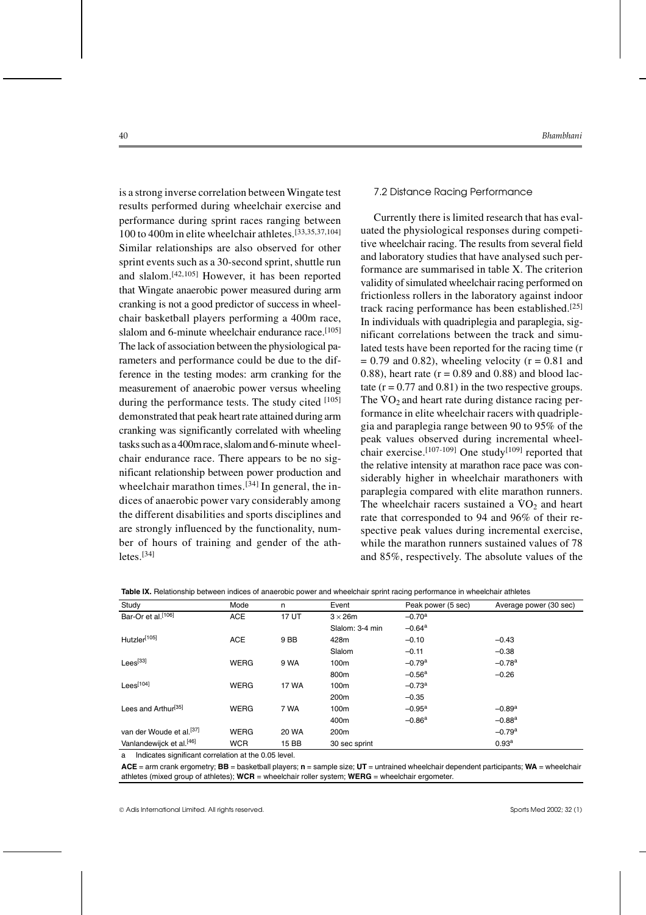is a strong inverse correlation between Wingate test results performed during wheelchair exercise and performance during sprint races ranging between 100 to 400m in elite wheelchair athletes.[33,35,37,104] Similar relationships are also observed for other sprint events such as a 30-second sprint, shuttle run and slalom.[42,105] However, it has been reported that Wingate anaerobic power measured during arm cranking is not a good predictor of success in wheelchair basketball players performing a 400m race, slalom and 6-minute wheelchair endurance race.[105] The lack of association between the physiological parameters and performance could be due to the difference in the testing modes: arm cranking for the measurement of anaerobic power versus wheeling during the performance tests. The study cited [105] demonstrated that peak heart rate attained during arm cranking was significantly correlated with wheeling tasks such as a 400m race, slalom and 6-minute wheelchair endurance race. There appears to be no significant relationship between power production and wheelchair marathon times.[34] In general, the indices of anaerobic power vary considerably among the different disabilities and sports disciplines and are strongly influenced by the functionality, number of hours of training and gender of the athletes.[34]

### 7.2 Distance Racing Performance

Currently there is limited research that has evaluated the physiological responses during competitive wheelchair racing. The results from several field and laboratory studies that have analysed such performance are summarised in table X. The criterion validity of simulated wheelchair racing performed on frictionless rollers in the laboratory against indoor track racing performance has been established.[25] In individuals with quadriplegia and paraplegia, significant correlations between the track and simulated tests have been reported for the racing time ($r = 0.79$ and 0.82), wheeling velocity ($r = 0.81$ and 0.88), heart rate ($r = 0.89$ and 0.88) and blood lactate ($r = 0.77$ and 0.81) in the two respective groups. The $\dot{V}O_2$ and heart rate during distance racing performance in elite wheelchair racers with quadriplegia and paraplegia range between 90 to 95% of the peak values observed during incremental wheelchair exercise.[107-109] One study[109] reported that the relative intensity at marathon race pace was considerably higher in wheelchair marathoners with paraplegia compared with elite marathon runners. The wheelchair racers sustained a $\dot{V}O_2$ and heart rate that corresponded to 94 and 96% of their respective peak values during incremental exercise, while the marathon runners sustained values of 78 and 85%, respectively. The absolute values of the

**Table IX.** Relationship between indices of anaerobic power and wheelchair sprint racing performance in wheelchair athletes

| Study | Mode | n | Event | Peak power (5 sec) | Average power (30 sec) |
|---|---|---|---|---|---|
| Bar-Or et al.[106] | ACE | 17 UT | 3 × 26m | –0.70[a] | |
| | | | Slalom: 3-4 min | –0.64[a] | |
| Hutzler[105] | ACE | 9 BB | 428m | –0.10 | –0.43 |
| | | | Slalom | –0.11 | –0.38 |
| Lees[33] | WERG | 9 WA | 100m | –0.79[a] | –0.78[a] |
| | | | 800m | –0.56[a] | –0.26 |
| Lees[104] | WERG | 17 WA | 100m | –0.73[a] | |
| | | | 200m | –0.35 | |
| Lees and Arthur[35] | WERG | 7 WA | 100m | –0.95[a] | –0.89[a] |
| | | | 400m | –0.86[a] | –0.88[a] |
| van der Woude et al.[37] | WERG | 20 WA | 200m | | –0.79[a] |
| Vanlandewijck et al.[46] | WCR | 15 BB | 30 sec sprint | | 0.93[a] |

a Indicates significant correlation at the 0.05 level.

**ACE** = arm crank ergometry; **BB** = basketball players; **n** = sample size; **UT** = untrained wheelchair dependent participants; **WA** = wheelchair athletes (mixed group of athletes); **WCR** = wheelchair roller system; **WERG** = wheelchair ergometer.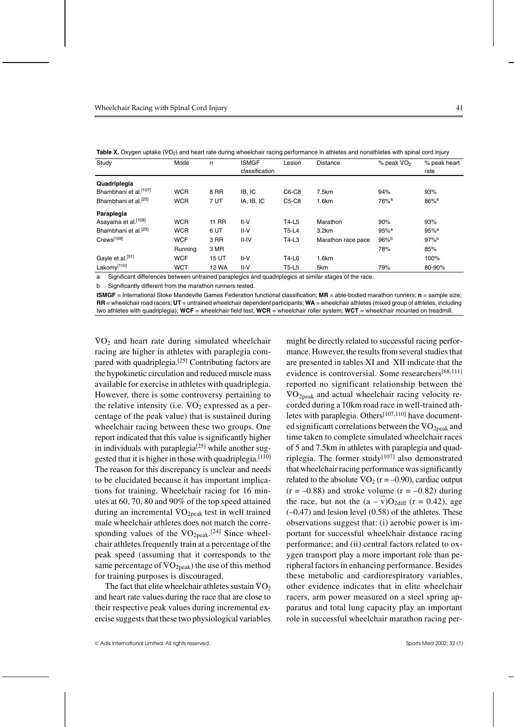**Table X.** Oxygen uptake ($\dot{V}O_2$) and heart rate during wheelchair racing performance in athletes and nonathletes with spinal cord injury

| Study | Mode | n | ISMGF classification | Lesion | Distance | % peak $\dot{V}O_2$ | % peak heart rate |
|---|---|---|---|---|---|---|---|
| **Quadriplegia** | | | | | | | |
| Bhambhani et al.[107] | WCR | 8 RR | IB, IC | C6-C8 | 7.5km | 94% | 93% |
| Bhambhani et al.[25] | WCR | 7 UT | IA, IB, IC | C5-C8 | 1.6km | 76%[a] | 86%[a] |
| **Paraplegia** | | | | | | | |
| Asayama et al.[108] | WCR | 11 RR | II-V | T4-L5 | Marathon | 90% | 93% |
| Bhambhani et al.[25] | WCR | 6 UT | II-V | T5-L4 | 3.2km | 95%[a] | 95%[a] |
| Crews[109] | WCF | 3 RR | II-IV | T4-L3 | Marathon race pace | 96%[b] | 97%[b] |
| | Running | 3 MR | | | | 78% | 85% |
| Gayle et al.[51] | WCF | 15 UT | II-V | T4-L6 | 1.6km | | 100% |
| Lakomy[110] | WCT | 12 WA | II-V | T5-L5 | 5km | 79% | 80-90% |

a Significant differences between untrained paraplegics and quadriplegics at similar stages of the race.

b Significantly different from the marathon runners tested.

**ISMGF** = International Stoke Mandeville Games Federation functional classification; **MR** = able-bodied marathon runners; **n** = sample size; **RR** = wheelchair road racers; **UT** = untrained wheelchair dependent participants; **WA** = wheelchair athletes (mixed group of athletes, including two athletes with quadriplegia); **WCF** = wheelchair field test; **WCR** = wheelchair roller system; **WCT** = wheelchair mounted on treadmill.

$\dot{V}O_2$ and heart rate during simulated wheelchair racing are higher in athletes with paraplegia compared with quadriplegia.[25] Contributing factors are the hypokinetic circulation and reduced muscle mass available for exercise in athletes with quadriplegia. However, there is some controversy pertaining to the relative intensity (i.e. $\dot{V}O_2$ expressed as a percentage of the peak value) that is sustained during wheelchair racing between these two groups. One report indicated that this value is significantly higher in individuals with paraplegia[25] while another suggested that it is higher in those with quadriplegia.[110] The reason for this discrepancy is unclear and needs to be elucidated because it has important implications for training. Wheelchair racing for 16 minutes at 60, 70, 80 and 90% of the top speed attained during an incremental $\dot{V}O_{2peak}$ test in well trained male wheelchair athletes does not match the corresponding values of the $\dot{V}O_{2peak}$.[24] Since wheelchair athletes frequently train at a percentage of the peak speed (assuming that it corresponds to the same percentage of $\dot{V}O_{2peak}$) the use of this method for training purposes is discouraged.

The fact that elite wheelchair athletes sustain $\dot{V}O_2$ and heart rate values during the race that are close to their respective peak values during incremental exercise suggests that these two physiological variables might be directly related to successful racing performance. However, the results from several studies that are presented in tables XI and XII indicate that the evidence is controversial. Some researchers[68,111] reported no significant relationship between the $\dot{V}O_{2peak}$ and actual wheelchair racing velocity recorded during a 10km road race in well-trained athletes with paraplegia. Others[107,110] have documented significant correlations between the $\dot{V}O_{2peak}$ and time taken to complete simulated wheelchair races of 5 and 7.5km in athletes with paraplegia and quadriplegia. The former study[107] also demonstrated that wheelchair racing performance was significantly related to the absolute $\dot{V}O_2$ (r = –0.90), cardiac output (r = –0.88) and stroke volume (r = –0.82) during the race, but not the $(a - \bar{v})O_{2diff}$ (r = 0.42), age (–0.47) and lesion level (0.58) of the athletes. These observations suggest that: (i) aerobic power is important for successful wheelchair distance racing performance; and (ii) central factors related to oxygen transport play a more important role than peripheral factors in enhancing performance. Besides these metabolic and cardiorespiratory variables, other evidence indicates that in elite wheelchair racers, arm power measured on a steel spring apparatus and total lung capacity play an important role in successful wheelchair marathon racing per-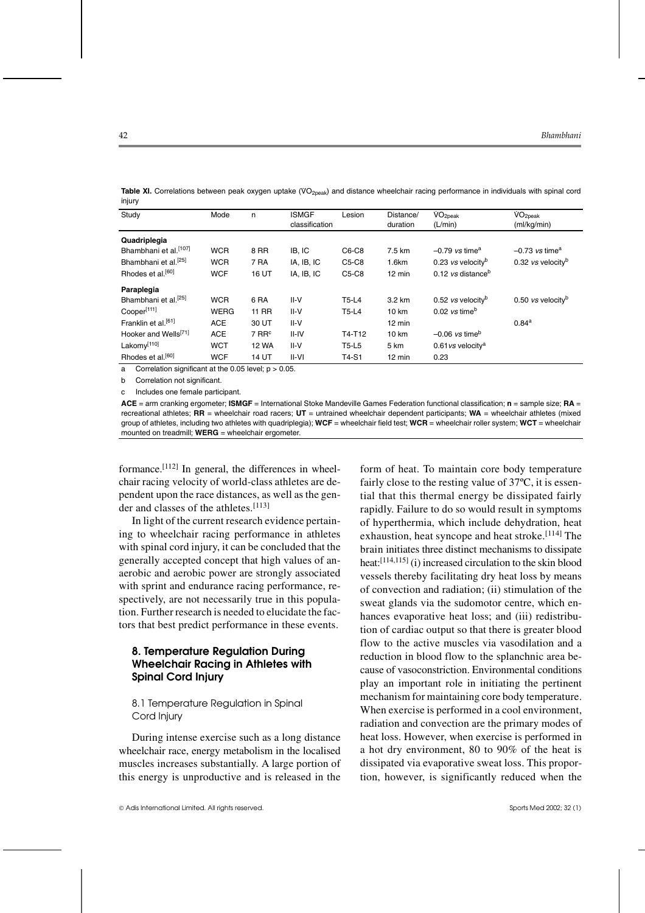**Table XI.** Correlations between peak oxygen uptake ($VO_{2peak}$) and distance wheelchair racing performance in individuals with spinal cord injury

| Study | Mode | n | ISMGF classification | Lesion | Distance/ duration | $\dot{V}O_{2peak}$ (L/min) | $\dot{V}O_{2peak}$ (ml/kg/min) |
|---|---|---|---|---|---|---|---|
| **Quadriplegia** | | | | | | | |
| Bhambhani et al.[107] | WCR | 8 RR | IB, IC | C6-C8 | 7.5 km | –0.79 *vs* time[a] | –0.73 *vs* time[a] |
| Bhambhani et al.[25] | WCR | 7 RA | IA, IB, IC | C5-C8 | 1.6km | 0.23 *vs* velocity[b] | 0.32 *vs* velocity[b] |
| Rhodes et al.[60] | WCF | 16 UT | IA, IB, IC | C5-C8 | 12 min | 0.12 *vs* distance[b] | |
| **Paraplegia** | | | | | | | |
| Bhambhani et al.[25] | WCR | 6 RA | II-V | T5-L4 | 3.2 km | 0.52 *vs* velocity[b] | 0.50 *vs* velocity[b] |
| Cooper[111] | WERG | 11 RR | II-V | T5-L4 | 10 km | 0.02 *vs* time[b] | |
| Franklin et al.[61] | ACE | 30 UT | II-V | | 12 min | | 0.84[a] |
| Hooker and Wells[71] | ACE | 7 RR[c] | II-IV | T4-T12 | 10 km | –0.06 *vs* time[b] | |
| Lakomy[110] | WCT | 12 WA | II-V | T5-L5 | 5 km | 0.61*vs* velocity[a] | |
| Rhodes et al.[60] | WCF | 14 UT | II-VI | T4-S1 | 12 min | 0.23 | |

a Correlation significant at the 0.05 level; $p > 0.05$.

b Correlation not significant.

c Includes one female participant.

**ACE** = arm cranking ergometer; **ISMGF** = International Stoke Mandeville Games Federation functional classification; **n** = sample size; **RA** = recreational athletes; **RR** = wheelchair road racers; **UT** = untrained wheelchair dependent participants; **WA** = wheelchair athletes (mixed group of athletes, including two athletes with quadriplegia); **WCF** = wheelchair field test; **WCR** = wheelchair roller system; **WCT** = wheelchair mounted on treadmill; **WERG** = wheelchair ergometer.

formance.[112] In general, the differences in wheelchair racing velocity of world-class athletes are dependent upon the race distances, as well as the gender and classes of the athletes.[113]

In light of the current research evidence pertaining to wheelchair racing performance in athletes with spinal cord injury, it can be concluded that the generally accepted concept that high values of anaerobic and aerobic power are strongly associated with sprint and endurance racing performance, respectively, are not necessarily true in this population. Further research is needed to elucidate the factors that best predict performance in these events.

## 8. Temperature Regulation During Wheelchair Racing in Athletes with Spinal Cord Injury

### 8.1 Temperature Regulation in Spinal Cord Injury

During intense exercise such as a long distance wheelchair race, energy metabolism in the localised muscles increases substantially. A large portion of this energy is unproductive and is released in the form of heat. To maintain core body temperature fairly close to the resting value of 37ºC, it is essential that this thermal energy be dissipated fairly rapidly. Failure to do so would result in symptoms of hyperthermia, which include dehydration, heat exhaustion, heat syncope and heat stroke.[114] The brain initiates three distinct mechanisms to dissipate heat:[114,115] (i) increased circulation to the skin blood vessels thereby facilitating dry heat loss by means of convection and radiation; (ii) stimulation of the sweat glands via the sudomotor centre, which enhances evaporative heat loss; and (iii) redistribution of cardiac output so that there is greater blood flow to the active muscles via vasodilation and a reduction in blood flow to the splanchnic area because of vasoconstriction. Environmental conditions play an important role in initiating the pertinent mechanism for maintaining core body temperature. When exercise is performed in a cool environment, radiation and convection are the primary modes of heat loss. However, when exercise is performed in a hot dry environment, 80 to 90% of the heat is dissipated via evaporative sweat loss. This proportion, however, is significantly reduced when the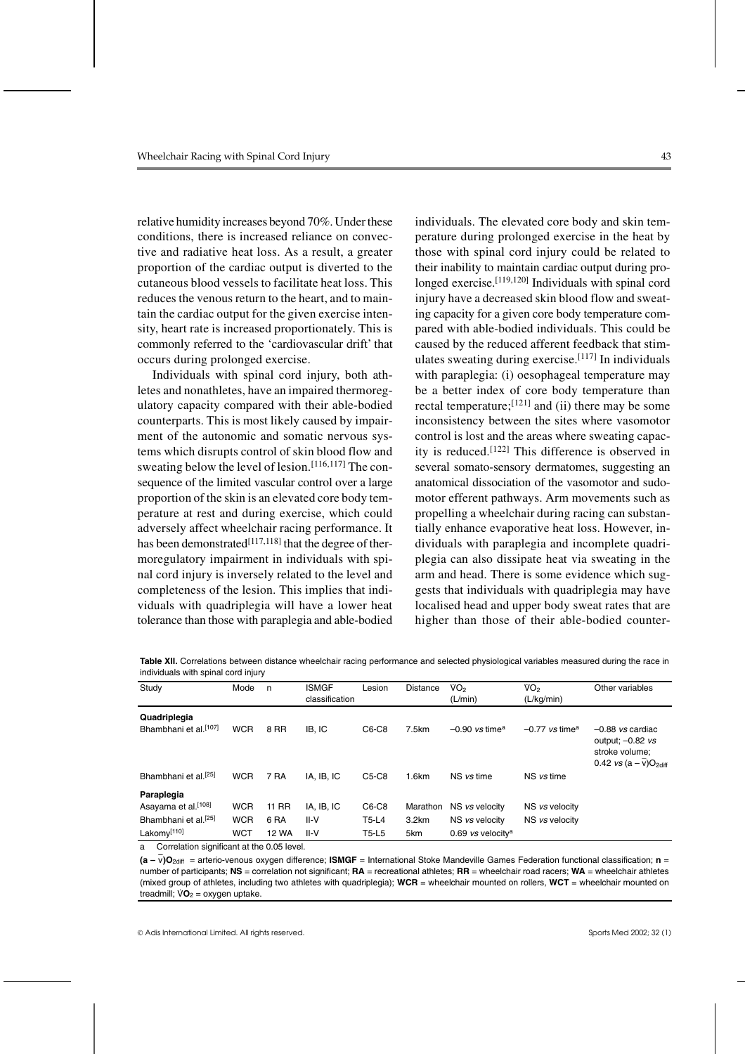relative humidity increases beyond 70%. Under these conditions, there is increased reliance on convective and radiative heat loss. As a result, a greater proportion of the cardiac output is diverted to the cutaneous blood vessels to facilitate heat loss. This reduces the venous return to the heart, and to maintain the cardiac output for the given exercise intensity, heart rate is increased proportionately. This is commonly referred to the 'cardiovascular drift' that occurs during prolonged exercise.

Individuals with spinal cord injury, both athletes and nonathletes, have an impaired thermoregulatory capacity compared with their able-bodied counterparts. This is most likely caused by impairment of the autonomic and somatic nervous systems which disrupts control of skin blood flow and sweating below the level of lesion.[116,117] The consequence of the limited vascular control over a large proportion of the skin is an elevated core body temperature at rest and during exercise, which could adversely affect wheelchair racing performance. It has been demonstrated[117,118] that the degree of thermoregulatory impairment in individuals with spinal cord injury is inversely related to the level and completeness of the lesion. This implies that individuals with quadriplegia will have a lower heat tolerance than those with paraplegia and able-bodied individuals. The elevated core body and skin temperature during prolonged exercise in the heat by those with spinal cord injury could be related to their inability to maintain cardiac output during prolonged exercise.[119,120] Individuals with spinal cord injury have a decreased skin blood flow and sweating capacity for a given core body temperature compared with able-bodied individuals. This could be caused by the reduced afferent feedback that stimulates sweating during exercise.[117] In individuals with paraplegia: (i) oesophageal temperature may be a better index of core body temperature than rectal temperature;[121] and (ii) there may be some inconsistency between the sites where vasomotor control is lost and the areas where sweating capacity is reduced.[122] This difference is observed in several somato-sensory dermatomes, suggesting an anatomical dissociation of the vasomotor and sudomotor efferent pathways. Arm movements such as propelling a wheelchair during racing can substantially enhance evaporative heat loss. However, individuals with paraplegia and incomplete quadriplegia can also dissipate heat via sweating in the arm and head. There is some evidence which suggests that individuals with quadriplegia may have localised head and upper body sweat rates that are higher than those of their able-bodied counter-

**Table XII.** Correlations between distance wheelchair racing performance and selected physiological variables measured during the race in individuals with spinal cord injury

| Study | Mode | n | ISMGF classification | Lesion | Distance | $\dot{V}O_2$ (L/min) | $\dot{V}O_2$ (L/kg/min) | Other variables |
|---|---|---|---|---|---|---|---|---|
| **Quadriplegia** | | | | | | | | |
| Bhambhani et al.[107] | WCR | 8 RR | IB, IC | C6-C8 | 7.5km | –0.90 *vs* time[a] | –0.77 *vs* time[a] | –0.88 *vs* cardiac output; –0.82 *vs* stroke volume; 0.42 *vs* $(a-\bar{v})O_{2diff}$ |
| Bhambhani et al.[25] | WCR | 7 RA | IA, IB, IC | C5-C8 | 1.6km | NS *vs* time | NS *vs* time | |
| **Paraplegia** | | | | | | | | |
| Asayama et al.[108] | WCR | 11 RR | IA, IB, IC | C6-C8 | Marathon | NS *vs* velocity | NS *vs* velocity | |
| Bhambhani et al.[25] | WCR | 6 RA | II-V | T5-L4 | 3.2km | NS *vs* velocity | NS *vs* velocity | |
| Lakomy[110] | WCT | 12 WA | II-V | T5-L5 | 5km | 0.69 *vs* velocity[a] | | |

a Correlation significant at the 0.05 level.

$(a-\bar{v})O_{2diff}$ = arterio-venous oxygen difference; **ISMGF** = International Stoke Mandeville Games Federation functional classification; **n** = number of participants; **NS** = correlation not significant; **RA** = recreational athletes; **RR** = wheelchair road racers; **WA** = wheelchair athletes (mixed group of athletes, including two athletes with quadriplegia); **WCR** = wheelchair mounted on rollers, **WCT** = wheelchair mounted on treadmill; $\dot{V}O_2$ = oxygen uptake.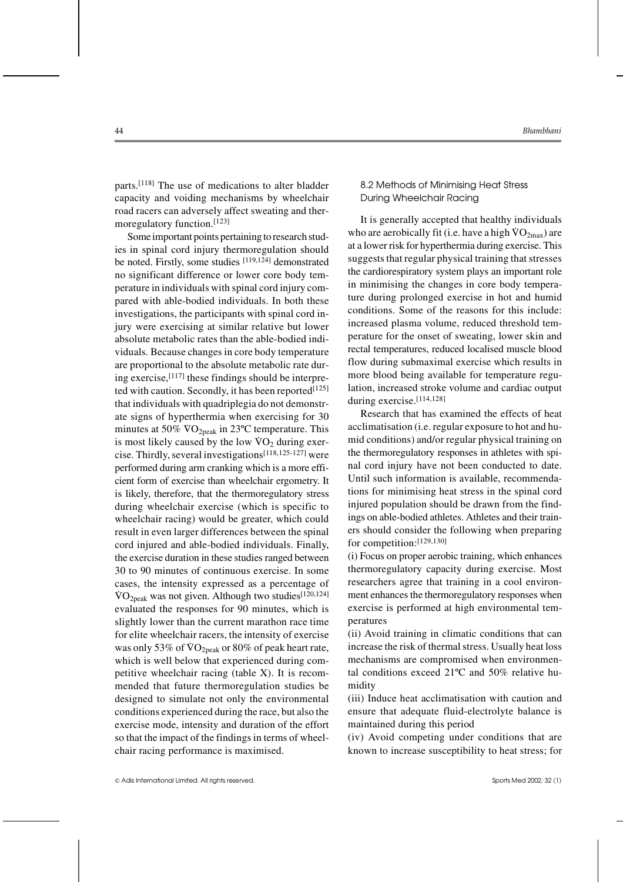parts.[118] The use of medications to alter bladder capacity and voiding mechanisms by wheelchair road racers can adversely affect sweating and thermoregulatory function.[123]

Some important points pertaining to research studies in spinal cord injury thermoregulation should be noted. Firstly, some studies [119,124] demonstrated no significant difference or lower core body temperature in individuals with spinal cord injury compared with able-bodied individuals. In both these investigations, the participants with spinal cord injury were exercising at similar relative but lower absolute metabolic rates than the able-bodied individuals. Because changes in core body temperature are proportional to the absolute metabolic rate during exercise,[117] these findings should be interpreted with caution. Secondly, it has been reported[125] that individuals with quadriplegia do not demonstrate signs of hyperthermia when exercising for 30 minutes at 50% $\dot{V}O_{2peak}$ in 23ºC temperature. This is most likely caused by the low $\dot{V}O_2$ during exercise. Thirdly, several investigations[118,125-127] were performed during arm cranking which is a more efficient form of exercise than wheelchair ergometry. It is likely, therefore, that the thermoregulatory stress during wheelchair exercise (which is specific to wheelchair racing) would be greater, which could result in even larger differences between the spinal cord injured and able-bodied individuals. Finally, the exercise duration in these studies ranged between 30 to 90 minutes of continuous exercise. In some cases, the intensity expressed as a percentage of $\dot{V}O_{2peak}$ was not given. Although two studies[120,124] evaluated the responses for 90 minutes, which is slightly lower than the current marathon race time for elite wheelchair racers, the intensity of exercise was only 53% of $\dot{V}O_{2peak}$ or 80% of peak heart rate, which is well below that experienced during competitive wheelchair racing (table X). It is recommended that future thermoregulation studies be designed to simulate not only the environmental conditions experienced during the race, but also the exercise mode, intensity and duration of the effort so that the impact of the findings in terms of wheelchair racing performance is maximised.

### 8.2 Methods of Minimising Heat Stress During Wheelchair Racing

It is generally accepted that healthy individuals who are aerobically fit (i.e. have a high $\dot{V}O_{2max}$) are at a lower risk for hyperthermia during exercise. This suggests that regular physical training that stresses the cardiorespiratory system plays an important role in minimising the changes in core body temperature during prolonged exercise in hot and humid conditions. Some of the reasons for this include: increased plasma volume, reduced threshold temperature for the onset of sweating, lower skin and rectal temperatures, reduced localised muscle blood flow during submaximal exercise which results in more blood being available for temperature regulation, increased stroke volume and cardiac output during exercise.[114,128]

Research that has examined the effects of heat acclimatisation (i.e. regular exposure to hot and humid conditions) and/or regular physical training on the thermoregulatory responses in athletes with spinal cord injury have not been conducted to date. Until such information is available, recommendations for minimising heat stress in the spinal cord injured population should be drawn from the findings on able-bodied athletes. Athletes and their trainers should consider the following when preparing for competition:[129,130]

(i) Focus on proper aerobic training, which enhances thermoregulatory capacity during exercise. Most researchers agree that training in a cool environment enhances the thermoregulatory responses when exercise is performed at high environmental temperatures

(ii) Avoid training in climatic conditions that can increase the risk of thermal stress. Usually heat loss mechanisms are compromised when environmental conditions exceed 21ºC and 50% relative humidity

(iii) Induce heat acclimatisation with caution and ensure that adequate fluid-electrolyte balance is maintained during this period

(iv) Avoid competing under conditions that are known to increase susceptibility to heat stress; for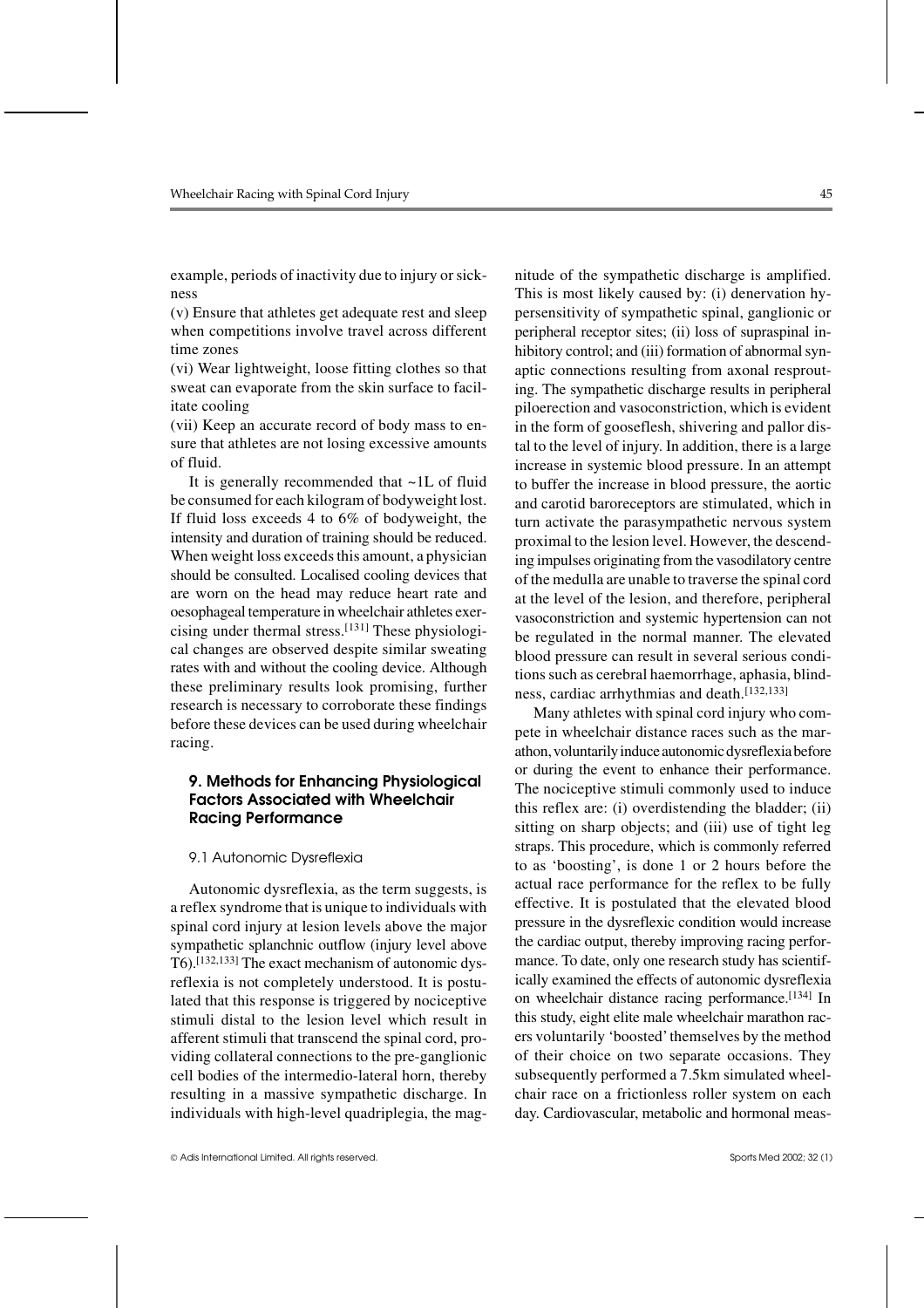example, periods of inactivity due to injury or sickness

(v) Ensure that athletes get adequate rest and sleep when competitions involve travel across different time zones

(vi) Wear lightweight, loose fitting clothes so that sweat can evaporate from the skin surface to facilitate cooling

(vii) Keep an accurate record of body mass to ensure that athletes are not losing excessive amounts of fluid.

It is generally recommended that ~1L of fluid be consumed for each kilogram of bodyweight lost. If fluid loss exceeds 4 to 6% of bodyweight, the intensity and duration of training should be reduced. When weight loss exceeds this amount, a physician should be consulted. Localised cooling devices that are worn on the head may reduce heart rate and oesophageal temperature in wheelchair athletes exercising under thermal stress.[131] These physiological changes are observed despite similar sweating rates with and without the cooling device. Although these preliminary results look promising, further research is necessary to corroborate these findings before these devices can be used during wheelchair racing.

## 9. Methods for Enhancing Physiological Factors Associated with Wheelchair Racing Performance

### 9.1 Autonomic Dysreflexia

Autonomic dysreflexia, as the term suggests, is a reflex syndrome that is unique to individuals with spinal cord injury at lesion levels above the major sympathetic splanchnic outflow (injury level above T6).[132,133] The exact mechanism of autonomic dysreflexia is not completely understood. It is postulated that this response is triggered by nociceptive stimuli distal to the lesion level which result in afferent stimuli that transcend the spinal cord, providing collateral connections to the pre-ganglionic cell bodies of the intermedio-lateral horn, thereby resulting in a massive sympathetic discharge. In individuals with high-level quadriplegia, the magnitude of the sympathetic discharge is amplified. This is most likely caused by: (i) denervation hypersensitivity of sympathetic spinal, ganglionic or peripheral receptor sites; (ii) loss of supraspinal inhibitory control; and (iii) formation of abnormal synaptic connections resulting from axonal resprouting. The sympathetic discharge results in peripheral piloerection and vasoconstriction, which is evident in the form of gooseflesh, shivering and pallor distal to the level of injury. In addition, there is a large increase in systemic blood pressure. In an attempt to buffer the increase in blood pressure, the aortic and carotid baroreceptors are stimulated, which in turn activate the parasympathetic nervous system proximal to the lesion level. However, the descending impulses originating from the vasodilatory centre of the medulla are unable to traverse the spinal cord at the level of the lesion, and therefore, peripheral vasoconstriction and systemic hypertension can not be regulated in the normal manner. The elevated blood pressure can result in several serious conditions such as cerebral haemorrhage, aphasia, blindness, cardiac arrhythmias and death.[132,133]

Many athletes with spinal cord injury who compete in wheelchair distance races such as the marathon, voluntarily induce autonomic dysreflexia before or during the event to enhance their performance. The nociceptive stimuli commonly used to induce this reflex are: (i) overdistending the bladder; (ii) sitting on sharp objects; and (iii) use of tight leg straps. This procedure, which is commonly referred to as 'boosting', is done 1 or 2 hours before the actual race performance for the reflex to be fully effective. It is postulated that the elevated blood pressure in the dysreflexic condition would increase the cardiac output, thereby improving racing performance. To date, only one research study has scientifically examined the effects of autonomic dysreflexia on wheelchair distance racing performance.[134] In this study, eight elite male wheelchair marathon racers voluntarily 'boosted' themselves by the method of their choice on two separate occasions. They subsequently performed a 7.5km simulated wheelchair race on a frictionless roller system on each day. Cardiovascular, metabolic and hormonal meas-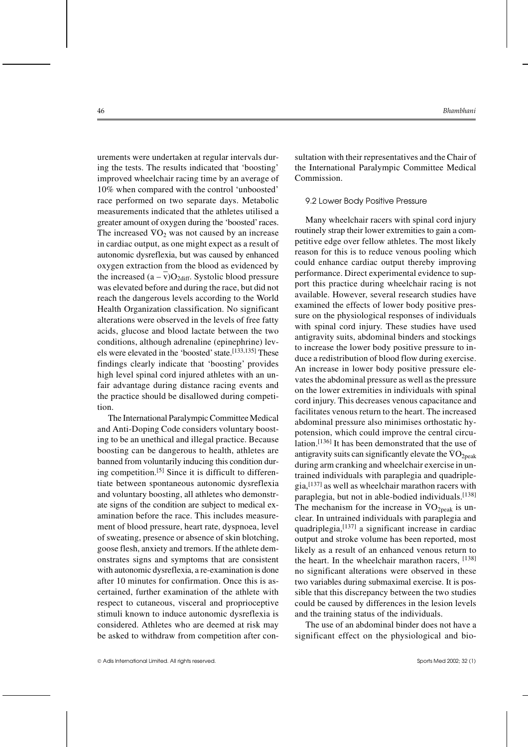urements were undertaken at regular intervals during the tests. The results indicated that 'boosting' improved wheelchair racing time by an average of 10% when compared with the control 'unboosted' race performed on two separate days. Metabolic measurements indicated that the athletes utilised a greater amount of oxygen during the 'boosted' races. The increased $\dot{V}O_2$ was not caused by an increase in cardiac output, as one might expect as a result of autonomic dysreflexia, but was caused by enhanced oxygen extraction from the blood as evidenced by the increased $(a - \bar{v})O_{2diff}$. Systolic blood pressure was elevated before and during the race, but did not reach the dangerous levels according to the World Health Organization classification. No significant alterations were observed in the levels of free fatty acids, glucose and blood lactate between the two conditions, although adrenaline (epinephrine) levels were elevated in the 'boosted' state.[133,135] These findings clearly indicate that 'boosting' provides high level spinal cord injured athletes with an unfair advantage during distance racing events and the practice should be disallowed during competition.

The International Paralympic Committee Medical and Anti-Doping Code considers voluntary boosting to be an unethical and illegal practice. Because boosting can be dangerous to health, athletes are banned from voluntarily inducing this condition during competition.[5] Since it is difficult to differentiate between spontaneous autonomic dysreflexia and voluntary boosting, all athletes who demonstrate signs of the condition are subject to medical examination before the race. This includes measurement of blood pressure, heart rate, dyspnoea, level of sweating, presence or absence of skin blotching, goose flesh, anxiety and tremors. If the athlete demonstrates signs and symptoms that are consistent with autonomic dysreflexia, a re-examination is done after 10 minutes for confirmation. Once this is ascertained, further examination of the athlete with respect to cutaneous, visceral and proprioceptive stimuli known to induce autonomic dysreflexia is considered. Athletes who are deemed at risk may be asked to withdraw from competition after consultation with their representatives and the Chair of the International Paralympic Committee Medical Commission.

### 9.2 Lower Body Positive Pressure

Many wheelchair racers with spinal cord injury routinely strap their lower extremities to gain a competitive edge over fellow athletes. The most likely reason for this is to reduce venous pooling which could enhance cardiac output thereby improving performance. Direct experimental evidence to support this practice during wheelchair racing is not available. However, several research studies have examined the effects of lower body positive pressure on the physiological responses of individuals with spinal cord injury. These studies have used antigravity suits, abdominal binders and stockings to increase the lower body positive pressure to induce a redistribution of blood flow during exercise. An increase in lower body positive pressure elevates the abdominal pressure as well as the pressure on the lower extremities in individuals with spinal cord injury. This decreases venous capacitance and facilitates venous return to the heart. The increased abdominal pressure also minimises orthostatic hypotension, which could improve the central circulation.[136] It has been demonstrated that the use of antigravity suits can significantly elevate the $\dot{V}O_{2peak}$ during arm cranking and wheelchair exercise in untrained individuals with paraplegia and quadriplegia,[137] as well as wheelchair marathon racers with paraplegia, but not in able-bodied individuals.[138] The mechanism for the increase in $\dot{V}O_{2peak}$ is unclear. In untrained individuals with paraplegia and quadriplegia,[137] a significant increase in cardiac output and stroke volume has been reported, most likely as a result of an enhanced venous return to the heart. In the wheelchair marathon racers, [138] no significant alterations were observed in these two variables during submaximal exercise. It is possible that this discrepancy between the two studies could be caused by differences in the lesion levels and the training status of the individuals.

The use of an abdominal binder does not have a significant effect on the physiological and bio-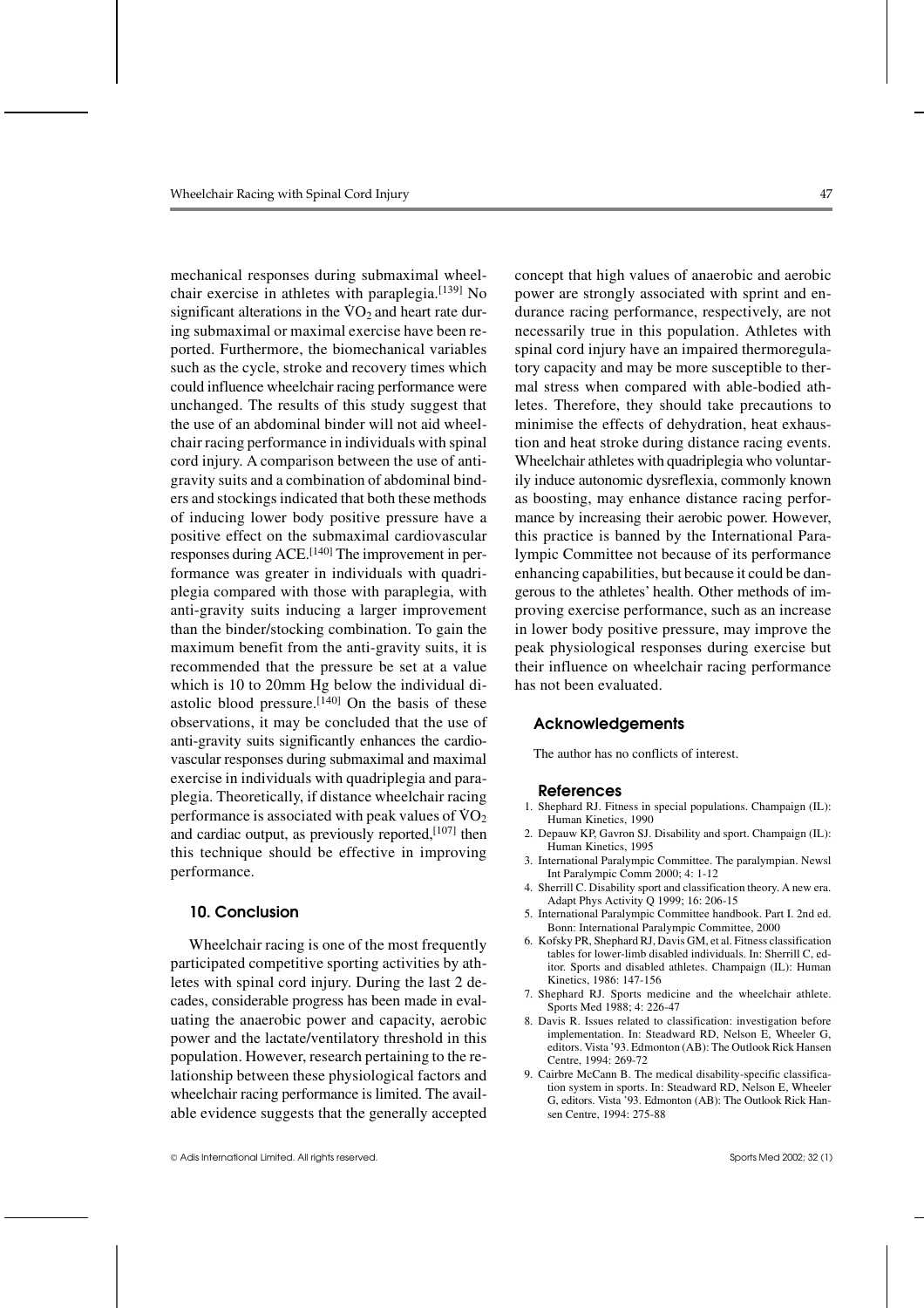mechanical responses during submaximal wheelchair exercise in athletes with paraplegia.[139] No significant alterations in the $\dot{V}O_2$ and heart rate during submaximal or maximal exercise have been reported. Furthermore, the biomechanical variables such as the cycle, stroke and recovery times which could influence wheelchair racing performance were unchanged. The results of this study suggest that the use of an abdominal binder will not aid wheelchair racing performance in individuals with spinal cord injury. A comparison between the use of anti-gravity suits and a combination of abdominal binders and stockings indicated that both these methods of inducing lower body positive pressure have a positive effect on the submaximal cardiovascular responses during ACE.[140] The improvement in performance was greater in individuals with quadriplegia compared with those with paraplegia, with anti-gravity suits inducing a larger improvement than the binder/stocking combination. To gain the maximum benefit from the anti-gravity suits, it is recommended that the pressure be set at a value which is 10 to 20mm Hg below the individual diastolic blood pressure.[140] On the basis of these observations, it may be concluded that the use of anti-gravity suits significantly enhances the cardiovascular responses during submaximal and maximal exercise in individuals with quadriplegia and paraplegia. Theoretically, if distance wheelchair racing performance is associated with peak values of $\dot{V}O_2$ and cardiac output, as previously reported,[107] then this technique should be effective in improving performance.

## 10. Conclusion

Wheelchair racing is one of the most frequently participated competitive sporting activities by athletes with spinal cord injury. During the last 2 decades, considerable progress has been made in evaluating the anaerobic power and capacity, aerobic power and the lactate/ventilatory threshold in this population. However, research pertaining to the relationship between these physiological factors and wheelchair racing performance is limited. The available evidence suggests that the generally accepted concept that high values of anaerobic and aerobic power are strongly associated with sprint and endurance racing performance, respectively, are not necessarily true in this population. Athletes with spinal cord injury have an impaired thermoregulatory capacity and may be more susceptible to thermal stress when compared with able-bodied athletes. Therefore, they should take precautions to minimise the effects of dehydration, heat exhaustion and heat stroke during distance racing events. Wheelchair athletes with quadriplegia who voluntarily induce autonomic dysreflexia, commonly known as boosting, may enhance distance racing performance by increasing their aerobic power. However, this practice is banned by the International Paralympic Committee not because of its performance enhancing capabilities, but because it could be dangerous to the athletes' health. Other methods of improving exercise performance, such as an increase in lower body positive pressure, may improve the peak physiological responses during exercise but their influence on wheelchair racing performance has not been evaluated.

## Acknowledgements

The author has no conflicts of interest.

## References

1. Shephard RJ. Fitness in special populations. Champaign (IL): Human Kinetics, 1990
2. Depauw KP, Gavron SJ. Disability and sport. Champaign (IL): Human Kinetics, 1995
3. International Paralympic Committee. The paralympian. Newsl Int Paralympic Comm 2000; 4: 1-12
4. Sherrill C. Disability sport and classification theory. A new era. Adapt Phys Activity Q 1999; 16: 206-15
5. International Paralympic Committee handbook. Part I. 2nd ed. Bonn: International Paralympic Committee, 2000
6. Kofsky PR, Shephard RJ, Davis GM, et al. Fitness classification tables for lower-limb disabled individuals. In: Sherrill C, editor. Sports and disabled athletes. Champaign (IL): Human Kinetics, 1986: 147-156
7. Shephard RJ. Sports medicine and the wheelchair athlete. Sports Med 1988; 4: 226-47
8. Davis R. Issues related to classification: investigation before implementation. In: Steadward RD, Nelson E, Wheeler G, editors. Vista '93. Edmonton (AB): The Outlook Rick Hansen Centre, 1994: 269-72
9. Cairbre McCann B. The medical disability-specific classification system in sports. In: Steadward RD, Nelson E, Wheeler G, editors. Vista '93. Edmonton (AB): The Outlook Rick Hansen Centre, 1994: 275-88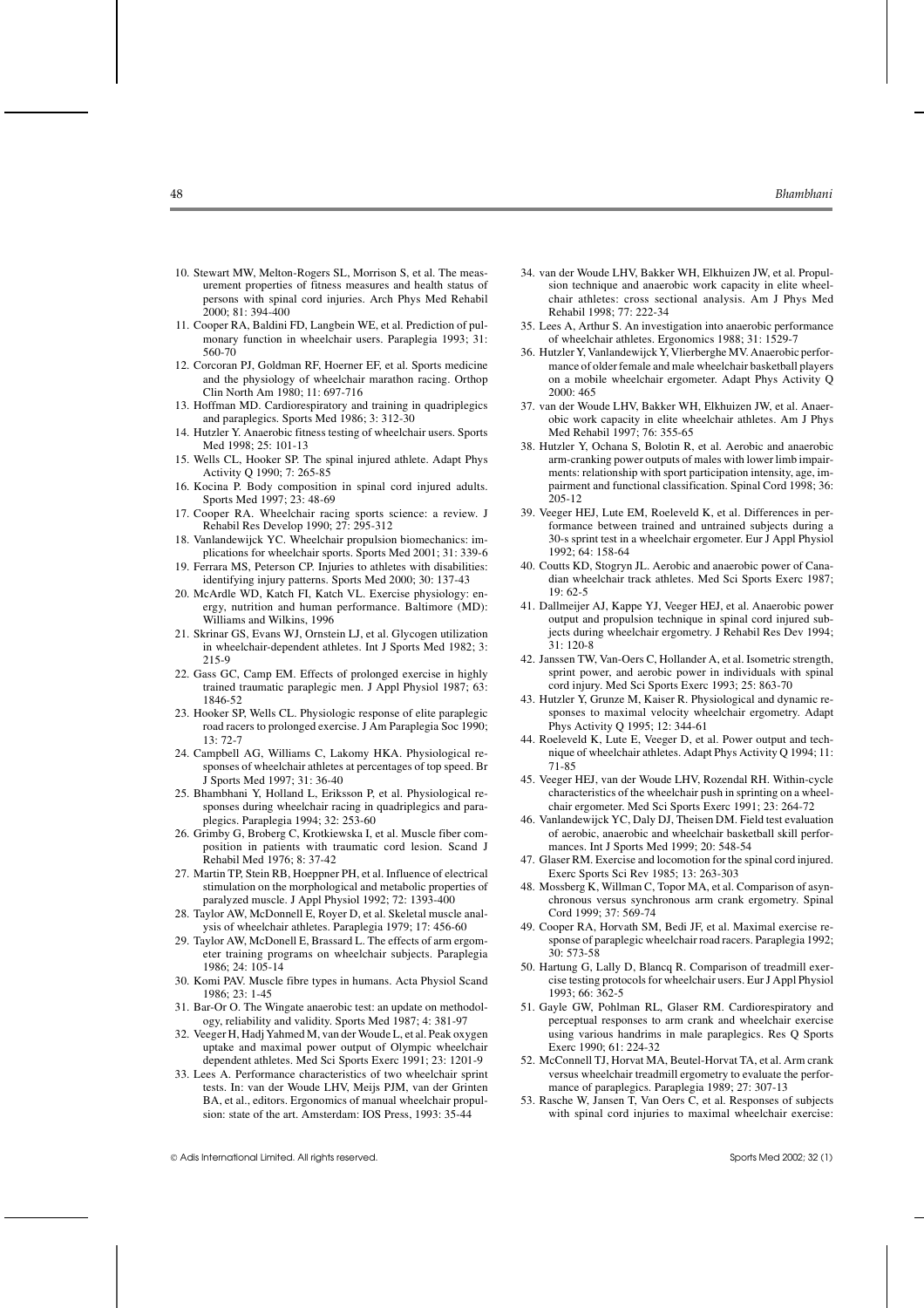10. Stewart MW, Melton-Rogers SL, Morrison S, et al. The measurement properties of fitness measures and health status of persons with spinal cord injuries. Arch Phys Med Rehabil 2000; 81: 394-400
11. Cooper RA, Baldini FD, Langbein WE, et al. Prediction of pulmonary function in wheelchair users. Paraplegia 1993; 31: 560-70
12. Corcoran PJ, Goldman RF, Hoerner EF, et al. Sports medicine and the physiology of wheelchair marathon racing. Orthop Clin North Am 1980; 11: 697-716
13. Hoffman MD. Cardiorespiratory and training in quadriplegics and paraplegics. Sports Med 1986; 3: 312-30
14. Hutzler Y. Anaerobic fitness testing of wheelchair users. Sports Med 1998; 25: 101-13
15. Wells CL, Hooker SP. The spinal injured athlete. Adapt Phys Activity Q 1990; 7: 265-85
16. Kocina P. Body composition in spinal cord injured adults. Sports Med 1997; 23: 48-69
17. Cooper RA. Wheelchair racing sports science: a review. J Rehabil Res Develop 1990; 27: 295-312
18. Vanlandewijck YC. Wheelchair propulsion biomechanics: implications for wheelchair sports. Sports Med 2001; 31: 339-6
19. Ferrara MS, Peterson CP. Injuries to athletes with disabilities: identifying injury patterns. Sports Med 2000; 30: 137-43
20. McArdle WD, Katch FI, Katch VL. Exercise physiology: energy, nutrition and human performance. Baltimore (MD): Williams and Wilkins, 1996
21. Skrinar GS, Evans WJ, Ornstein LJ, et al. Glycogen utilization in wheelchair-dependent athletes. Int J Sports Med 1982; 3: 215-9
22. Gass GC, Camp EM. Effects of prolonged exercise in highly trained traumatic paraplegic men. J Appl Physiol 1987; 63: 1846-52
23. Hooker SP, Wells CL. Physiologic response of elite paraplegic road racers to prolonged exercise. J Am Paraplegia Soc 1990; 13: 72-7
24. Campbell AG, Williams C, Lakomy HKA. Physiological responses of wheelchair athletes at percentages of top speed. Br J Sports Med 1997; 31: 36-40
25. Bhambhani Y, Holland L, Eriksson P, et al. Physiological responses during wheelchair racing in quadriplegics and paraplegics. Paraplegia 1994; 32: 253-60
26. Grimby G, Broberg C, Krotkiewska I, et al. Muscle fiber composition in patients with traumatic cord lesion. Scand J Rehabil Med 1976; 8: 37-42
27. Martin TP, Stein RB, Hoeppner PH, et al. Influence of electrical stimulation on the morphological and metabolic properties of paralyzed muscle. J Appl Physiol 1992; 72: 1393-400
28. Taylor AW, McDonnell E, Royer D, et al. Skeletal muscle analysis of wheelchair athletes. Paraplegia 1979; 17: 456-60
29. Taylor AW, McDonell E, Brassard L. The effects of arm ergometer training programs on wheelchair subjects. Paraplegia 1986; 24: 105-14
30. Komi PAV. Muscle fibre types in humans. Acta Physiol Scand 1986; 23: 1-45
31. Bar-Or O. The Wingate anaerobic test: an update on methodology, reliability and validity. Sports Med 1987; 4: 381-97
32. Veeger H, Hadj Yahmed M, van der Woude L, et al. Peak oxygen uptake and maximal power output of Olympic wheelchair dependent athletes. Med Sci Sports Exerc 1991; 23: 1201-9
33. Lees A. Performance characteristics of two wheelchair sprint tests. In: van der Woude LHV, Meijs PJM, van der Grinten BA, et al., editors. Ergonomics of manual wheelchair propulsion: state of the art. Amsterdam: IOS Press, 1993: 35-44
34. van der Woude LHV, Bakker WH, Elkhuizen JW, et al. Propulsion technique and anaerobic work capacity in elite wheelchair athletes: cross sectional analysis. Am J Phys Med Rehabil 1998; 77: 222-34
35. Lees A, Arthur S. An investigation into anaerobic performance of wheelchair athletes. Ergonomics 1988; 31: 1529-7
36. Hutzler Y, Vanlandewijck Y, Vlierberghe MV. Anaerobic performance of older female and male wheelchair basketball players on a mobile wheelchair ergometer. Adapt Phys Activity Q 2000: 465
37. van der Woude LHV, Bakker WH, Elkhuizen JW, et al. Anaerobic work capacity in elite wheelchair athletes. Am J Phys Med Rehabil 1997; 76: 355-65
38. Hutzler Y, Ochana S, Bolotin R, et al. Aerobic and anaerobic arm-cranking power outputs of males with lower limb impairments: relationship with sport participation intensity, age, impairment and functional classification. Spinal Cord 1998; 36: 205-12
39. Veeger HEJ, Lute EM, Roeleveld K, et al. Differences in performance between trained and untrained subjects during a 30-s sprint test in a wheelchair ergometer. Eur J Appl Physiol 1992; 64: 158-64
40. Coutts KD, Stogryn JL. Aerobic and anaerobic power of Canadian wheelchair track athletes. Med Sci Sports Exerc 1987; 19: 62-5
41. Dallmeijer AJ, Kappe YJ, Veeger HEJ, et al. Anaerobic power output and propulsion technique in spinal cord injured subjects during wheelchair ergometry. J Rehabil Res Dev 1994; 31: 120-8
42. Janssen TW, Van-Oers C, Hollander A, et al. Isometric strength, sprint power, and aerobic power in individuals with spinal cord injury. Med Sci Sports Exerc 1993; 25: 863-70
43. Hutzler Y, Grunze M, Kaiser R. Physiological and dynamic responses to maximal velocity wheelchair ergometry. Adapt Phys Activity Q 1995; 12: 344-61
44. Roeleveld K, Lute E, Veeger D, et al. Power output and technique of wheelchair athletes. Adapt Phys Activity Q 1994; 11: 71-85
45. Veeger HEJ, van der Woude LHV, Rozendal RH. Within-cycle characteristics of the wheelchair push in sprinting on a wheelchair ergometer. Med Sci Sports Exerc 1991; 23: 264-72
46. Vanlandewijck YC, Daly DJ, Theisen DM. Field test evaluation of aerobic, anaerobic and wheelchair basketball skill performances. Int J Sports Med 1999; 20: 548-54
47. Glaser RM. Exercise and locomotion for the spinal cord injured. Exerc Sports Sci Rev 1985; 13: 263-303
48. Mossberg K, Willman C, Topor MA, et al. Comparison of asynchronous versus synchronous arm crank ergometry. Spinal Cord 1999; 37: 569-74
49. Cooper RA, Horvath SM, Bedi JF, et al. Maximal exercise response of paraplegic wheelchair road racers. Paraplegia 1992; 30: 573-58
50. Hartung G, Lally D, Blancq R. Comparison of treadmill exercise testing protocols for wheelchair users. Eur J Appl Physiol 1993; 66: 362-5
51. Gayle GW, Pohlman RL, Glaser RM. Cardiorespiratory and perceptual responses to arm crank and wheelchair exercise using various handrims in male paraplegics. Res Q Sports Exerc 1990; 61: 224-32
52. McConnell TJ, Horvat MA, Beutel-Horvat TA, et al. Arm crank versus wheelchair treadmill ergometry to evaluate the performance of paraplegics. Paraplegia 1989; 27: 307-13
53. Rasche W, Jansen T, Van Oers C, et al. Responses of subjects with spinal cord injuries to maximal wheelchair exercise: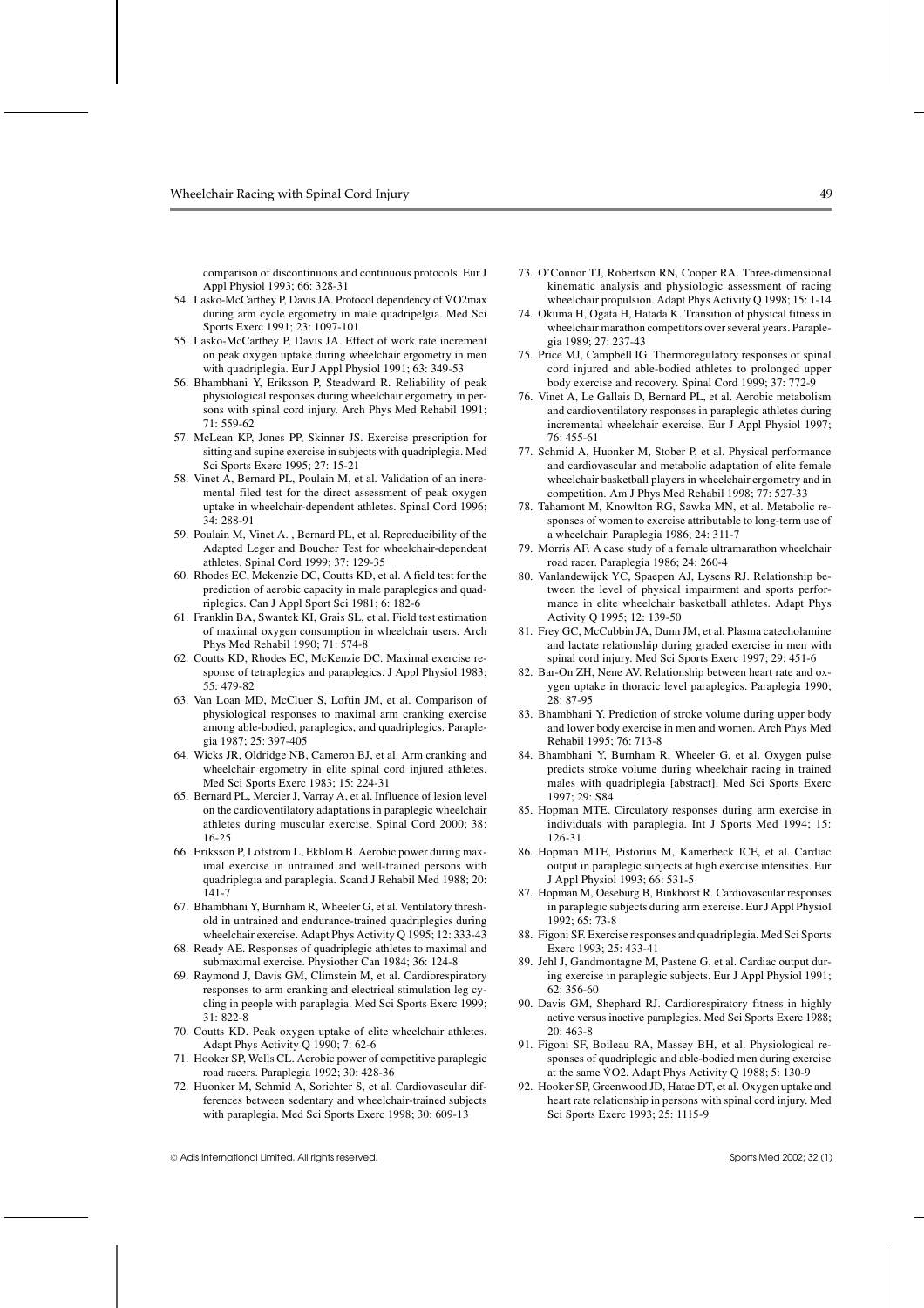comparison of discontinuous and continuous protocols. Eur J Appl Physiol 1993; 66: 328-31

54. Lasko-McCarthey P, Davis JA. Protocol dependency of V̇O2max during arm cycle ergometry in male quadripelgia. Med Sci Sports Exerc 1991; 23: 1097-101
55. Lasko-McCarthey P, Davis JA. Effect of work rate increment on peak oxygen uptake during wheelchair ergometry in men with quadriplegia. Eur J Appl Physiol 1991; 63: 349-53
56. Bhambhani Y, Eriksson P, Steadward R. Reliability of peak physiological responses during wheelchair ergometry in persons with spinal cord injury. Arch Phys Med Rehabil 1991; 71: 559-62
57. McLean KP, Jones PP, Skinner JS. Exercise prescription for sitting and supine exercise in subjects with quadriplegia. Med Sci Sports Exerc 1995; 27: 15-21
58. Vinet A, Bernard PL, Poulain M, et al. Validation of an incremental filed test for the direct assessment of peak oxygen uptake in wheelchair-dependent athletes. Spinal Cord 1996; 34: 288-91
59. Poulain M, Vinet A. , Bernard PL, et al. Reproducibility of the Adapted Leger and Boucher Test for wheelchair-dependent athletes. Spinal Cord 1999; 37: 129-35
60. Rhodes EC, Mckenzie DC, Coutts KD, et al. A field test for the prediction of aerobic capacity in male paraplegics and quadriplegics. Can J Appl Sport Sci 1981; 6: 182-6
61. Franklin BA, Swantek KI, Grais SL, et al. Field test estimation of maximal oxygen consumption in wheelchair users. Arch Phys Med Rehabil 1990; 71: 574-8
62. Coutts KD, Rhodes EC, McKenzie DC. Maximal exercise response of tetraplegics and paraplegics. J Appl Physiol 1983; 55: 479-82
63. Van Loan MD, McCluer S, Loftin JM, et al. Comparison of physiological responses to maximal arm cranking exercise among able-bodied, paraplegics, and quadriplegics. Paraplegia 1987; 25: 397-405
64. Wicks JR, Oldridge NB, Cameron BJ, et al. Arm cranking and wheelchair ergometry in elite spinal cord injured athletes. Med Sci Sports Exerc 1983; 15: 224-31
65. Bernard PL, Mercier J, Varray A, et al. Influence of lesion level on the cardioventilatory adaptations in paraplegic wheelchair athletes during muscular exercise. Spinal Cord 2000; 38: 16-25
66. Eriksson P, Lofstrom L, Ekblom B. Aerobic power during maximal exercise in untrained and well-trained persons with quadriplegia and paraplegia. Scand J Rehabil Med 1988; 20: 141-7
67. Bhambhani Y, Burnham R, Wheeler G, et al. Ventilatory threshold in untrained and endurance-trained quadriplegics during wheelchair exercise. Adapt Phys Activity Q 1995; 12: 333-43
68. Ready AE. Responses of quadriplegic athletes to maximal and submaximal exercise. Physiother Can 1984; 36: 124-8
69. Raymond J, Davis GM, Climstein M, et al. Cardiorespiratory responses to arm cranking and electrical stimulation leg cycling in people with paraplegia. Med Sci Sports Exerc 1999; 31: 822-8
70. Coutts KD. Peak oxygen uptake of elite wheelchair athletes. Adapt Phys Activity Q 1990; 7: 62-6
71. Hooker SP, Wells CL. Aerobic power of competitive paraplegic road racers. Paraplegia 1992; 30: 428-36
72. Huonker M, Schmid A, Sorichter S, et al. Cardiovascular differences between sedentary and wheelchair-trained subjects with paraplegia. Med Sci Sports Exerc 1998; 30: 609-13
73. O'Connor TJ, Robertson RN, Cooper RA. Three-dimensional kinematic analysis and physiologic assessment of racing wheelchair propulsion. Adapt Phys Activity Q 1998; 15: 1-14
74. Okuma H, Ogata H, Hatada K. Transition of physical fitness in wheelchair marathon competitors over several years. Paraplegia 1989; 27: 237-43
75. Price MJ, Campbell IG. Thermoregulatory responses of spinal cord injured and able-bodied athletes to prolonged upper body exercise and recovery. Spinal Cord 1999; 37: 772-9
76. Vinet A, Le Gallais D, Bernard PL, et al. Aerobic metabolism and cardioventilatory responses in paraplegic athletes during incremental wheelchair exercise. Eur J Appl Physiol 1997; 76: 455-61
77. Schmid A, Huonker M, Stober P, et al. Physical performance and cardiovascular and metabolic adaptation of elite female wheelchair basketball players in wheelchair ergometry and in competition. Am J Phys Med Rehabil 1998; 77: 527-33
78. Tahamont M, Knowlton RG, Sawka MN, et al. Metabolic responses of women to exercise attributable to long-term use of a wheelchair. Paraplegia 1986; 24: 311-7
79. Morris AF. A case study of a female ultramarathon wheelchair road racer. Paraplegia 1986; 24: 260-4
80. Vanlandewijck YC, Spaepen AJ, Lysens RJ. Relationship between the level of physical impairment and sports performance in elite wheelchair basketball athletes. Adapt Phys Activity Q 1995; 12: 139-50
81. Frey GC, McCubbin JA, Dunn JM, et al. Plasma catecholamine and lactate relationship during graded exercise in men with spinal cord injury. Med Sci Sports Exerc 1997; 29: 451-6
82. Bar-On ZH, Nene AV. Relationship between heart rate and oxygen uptake in thoracic level paraplegics. Paraplegia 1990; 28: 87-95
83. Bhambhani Y. Prediction of stroke volume during upper body and lower body exercise in men and women. Arch Phys Med Rehabil 1995; 76: 713-8
84. Bhambhani Y, Burnham R, Wheeler G, et al. Oxygen pulse predicts stroke volume during wheelchair racing in trained males with quadriplegia [abstract]. Med Sci Sports Exerc 1997; 29: S84
85. Hopman MTE. Circulatory responses during arm exercise in individuals with paraplegia. Int J Sports Med 1994; 15: 126-31
86. Hopman MTE, Pistorius M, Kamerbeck ICE, et al. Cardiac output in paraplegic subjects at high exercise intensities. Eur J Appl Physiol 1993; 66: 531-5
87. Hopman M, Oeseburg B, Binkhorst R. Cardiovascular responses in paraplegic subjects during arm exercise. Eur J Appl Physiol 1992; 65: 73-8
88. Figoni SF. Exercise responses and quadriplegia. Med Sci Sports Exerc 1993; 25: 433-41
89. Jehl J, Gandmontagne M, Pastene G, et al. Cardiac output during exercise in paraplegic subjects. Eur J Appl Physiol 1991; 62: 356-60
90. Davis GM, Shephard RJ. Cardiorespiratory fitness in highly active versus inactive paraplegics. Med Sci Sports Exerc 1988; 20: 463-8
91. Figoni SF, Boileau RA, Massey BH, et al. Physiological responses of quadriplegic and able-bodied men during exercise at the same V̇O2. Adapt Phys Activity Q 1988; 5: 130-9
92. Hooker SP, Greenwood JD, Hatae DT, et al. Oxygen uptake and heart rate relationship in persons with spinal cord injury. Med Sci Sports Exerc 1993; 25: 1115-9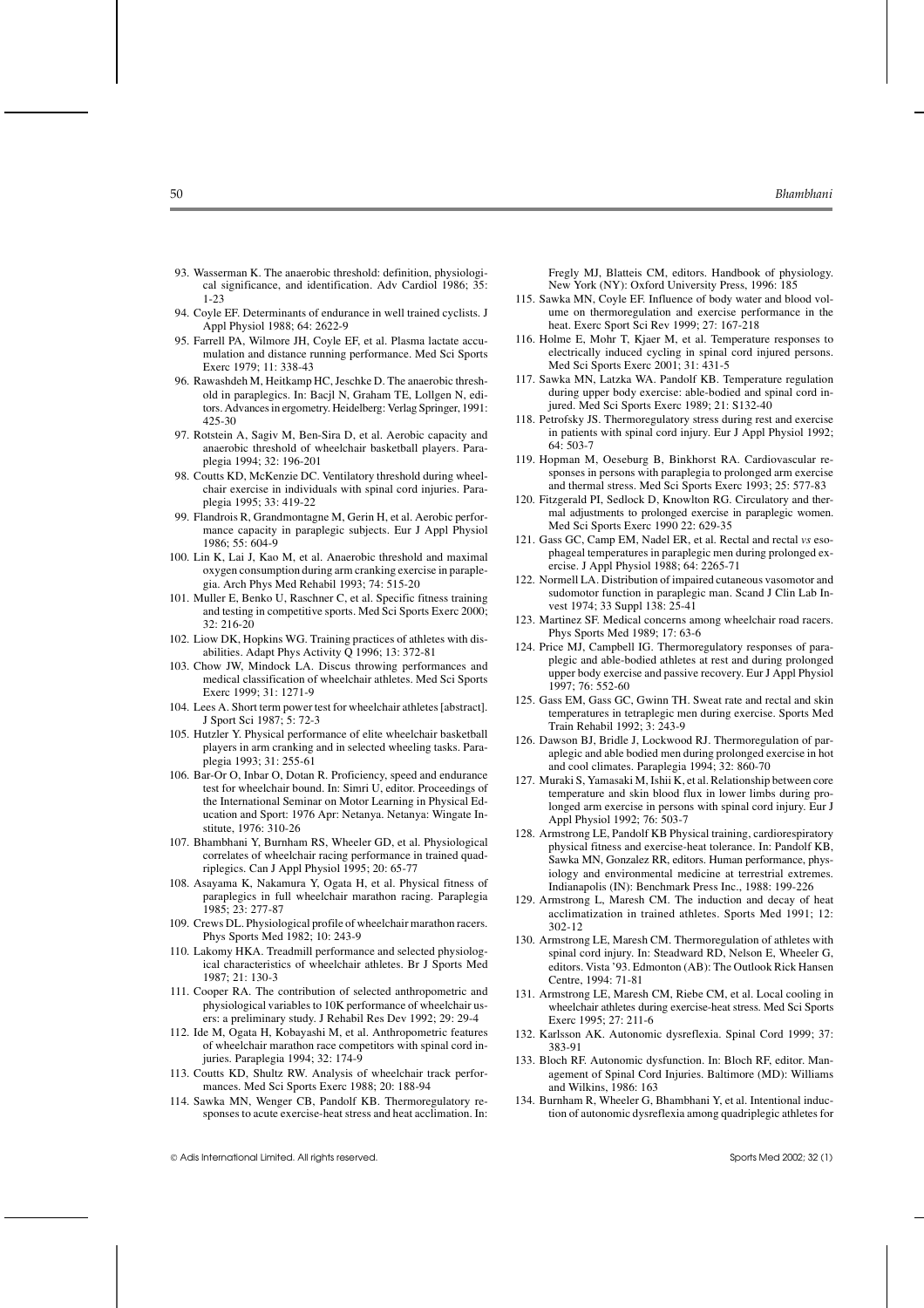93. Wasserman K. The anaerobic threshold: definition, physiological significance, and identification. Adv Cardiol 1986; 35: 1-23
94. Coyle EF. Determinants of endurance in well trained cyclists. J Appl Physiol 1988; 64: 2622-9
95. Farrell PA, Wilmore JH, Coyle EF, et al. Plasma lactate accumulation and distance running performance. Med Sci Sports Exerc 1979; 11: 338-43
96. Rawashdeh M, Heitkamp HC, Jeschke D. The anaerobic threshold in paraplegics. In: Bacjl N, Graham TE, Lollgen N, editors. Advances in ergometry. Heidelberg: Verlag Springer, 1991: 425-30
97. Rotstein A, Sagiv M, Ben-Sira D, et al. Aerobic capacity and anaerobic threshold of wheelchair basketball players. Paraplegia 1994; 32: 196-201
98. Coutts KD, McKenzie DC. Ventilatory threshold during wheelchair exercise in individuals with spinal cord injuries. Paraplegia 1995; 33: 419-22
99. Flandrois R, Grandmontagne M, Gerin H, et al. Aerobic performance capacity in paraplegic subjects. Eur J Appl Physiol 1986; 55: 604-9
100. Lin K, Lai J, Kao M, et al. Anaerobic threshold and maximal oxygen consumption during arm cranking exercise in paraplegia. Arch Phys Med Rehabil 1993; 74: 515-20
101. Muller E, Benko U, Raschner C, et al. Specific fitness training and testing in competitive sports. Med Sci Sports Exerc 2000; 32: 216-20
102. Liow DK, Hopkins WG. Training practices of athletes with disabilities. Adapt Phys Activity Q 1996; 13: 372-81
103. Chow JW, Mindock LA. Discus throwing performances and medical classification of wheelchair athletes. Med Sci Sports Exerc 1999; 31: 1271-9
104. Lees A. Short term power test for wheelchair athletes [abstract]. J Sport Sci 1987; 5: 72-3
105. Hutzler Y. Physical performance of elite wheelchair basketball players in arm cranking and in selected wheeling tasks. Paraplegia 1993; 31: 255-61
106. Bar-Or O, Inbar O, Dotan R. Proficiency, speed and endurance test for wheelchair bound. In: Simri U, editor. Proceedings of the International Seminar on Motor Learning in Physical Education and Sport: 1976 Apr: Netanya. Netanya: Wingate Institute, 1976: 310-26
107. Bhambhani Y, Burnham RS, Wheeler GD, et al. Physiological correlates of wheelchair racing performance in trained quadriplegics. Can J Appl Physiol 1995; 20: 65-77
108. Asayama K, Nakamura Y, Ogata H, et al. Physical fitness of paraplegics in full wheelchair marathon racing. Paraplegia 1985; 23: 277-87
109. Crews DL. Physiological profile of wheelchair marathon racers. Phys Sports Med 1982; 10: 243-9
110. Lakomy HKA. Treadmill performance and selected physiological characteristics of wheelchair athletes. Br J Sports Med 1987; 21: 130-3
111. Cooper RA. The contribution of selected anthropometric and physiological variables to 10K performance of wheelchair users: a preliminary study. J Rehabil Res Dev 1992; 29: 29-4
112. Ide M, Ogata H, Kobayashi M, et al. Anthropometric features of wheelchair marathon race competitors with spinal cord injuries. Paraplegia 1994; 32: 174-9
113. Coutts KD, Shultz RW. Analysis of wheelchair track performances. Med Sci Sports Exerc 1988; 20: 188-94
114. Sawka MN, Wenger CB, Pandolf KB. Thermoregulatory responses to acute exercise-heat stress and heat acclimation. In: Fregly MJ, Blatteis CM, editors. Handbook of physiology. New York (NY): Oxford University Press, 1996: 185
115. Sawka MN, Coyle EF. Influence of body water and blood volume on thermoregulation and exercise performance in the heat. Exerc Sport Sci Rev 1999; 27: 167-218
116. Holme E, Mohr T, Kjaer M, et al. Temperature responses to electrically induced cycling in spinal cord injured persons. Med Sci Sports Exerc 2001; 31: 431-5
117. Sawka MN, Latzka WA. Pandolf KB. Temperature regulation during upper body exercise: able-bodied and spinal cord injured. Med Sci Sports Exerc 1989; 21: S132-40
118. Petrofsky JS. Thermoregulatory stress during rest and exercise in patients with spinal cord injury. Eur J Appl Physiol 1992; 64: 503-7
119. Hopman M, Oeseburg B, Binkhorst RA. Cardiovascular responses in persons with paraplegia to prolonged arm exercise and thermal stress. Med Sci Sports Exerc 1993; 25: 577-83
120. Fitzgerald PI, Sedlock D, Knowlton RG. Circulatory and thermal adjustments to prolonged exercise in paraplegic women. Med Sci Sports Exerc 1990 22: 629-35
121. Gass GC, Camp EM, Nadel ER, et al. Rectal and rectal *vs* esophageal temperatures in paraplegic men during prolonged exercise. J Appl Physiol 1988; 64: 2265-71
122. Normell LA. Distribution of impaired cutaneous vasomotor and sudomotor function in paraplegic man. Scand J Clin Lab Invest 1974; 33 Suppl 138: 25-41
123. Martinez SF. Medical concerns among wheelchair road racers. Phys Sports Med 1989; 17: 63-6
124. Price MJ, Campbell IG. Thermoregulatory responses of paraplegic and able-bodied athletes at rest and during prolonged upper body exercise and passive recovery. Eur J Appl Physiol 1997; 76: 552-60
125. Gass EM, Gass GC, Gwinn TH. Sweat rate and rectal and skin temperatures in tetraplegic men during exercise. Sports Med Train Rehabil 1992; 3: 243-9
126. Dawson BJ, Bridle J, Lockwood RJ. Thermoregulation of paraplegic and able bodied men during prolonged exercise in hot and cool climates. Paraplegia 1994; 32: 860-70
127. Muraki S, Yamasaki M, Ishii K, et al. Relationship between core temperature and skin blood flux in lower limbs during prolonged arm exercise in persons with spinal cord injury. Eur J Appl Physiol 1992; 76: 503-7
128. Armstrong LE, Pandolf KB Physical training, cardiorespiratory physical fitness and exercise-heat tolerance. In: Pandolf KB, Sawka MN, Gonzalez RR, editors. Human performance, physiology and environmental medicine at terrestrial extremes. Indianapolis (IN): Benchmark Press Inc., 1988: 199-226
129. Armstrong L, Maresh CM. The induction and decay of heat acclimatization in trained athletes. Sports Med 1991; 12: 302-12
130. Armstrong LE, Maresh CM. Thermoregulation of athletes with spinal cord injury. In: Steadward RD, Nelson E, Wheeler G, editors. Vista '93. Edmonton (AB): The Outlook Rick Hansen Centre, 1994: 71-81
131. Armstrong LE, Maresh CM, Riebe CM, et al. Local cooling in wheelchair athletes during exercise-heat stress. Med Sci Sports Exerc 1995; 27: 211-6
132. Karlsson AK. Autonomic dysreflexia. Spinal Cord 1999; 37: 383-91
133. Bloch RF. Autonomic dysfunction. In: Bloch RF, editor. Management of Spinal Cord Injuries. Baltimore (MD): Williams and Wilkins, 1986: 163
134. Burnham R, Wheeler G, Bhambhani Y, et al. Intentional induction of autonomic dysreflexia among quadriplegic athletes for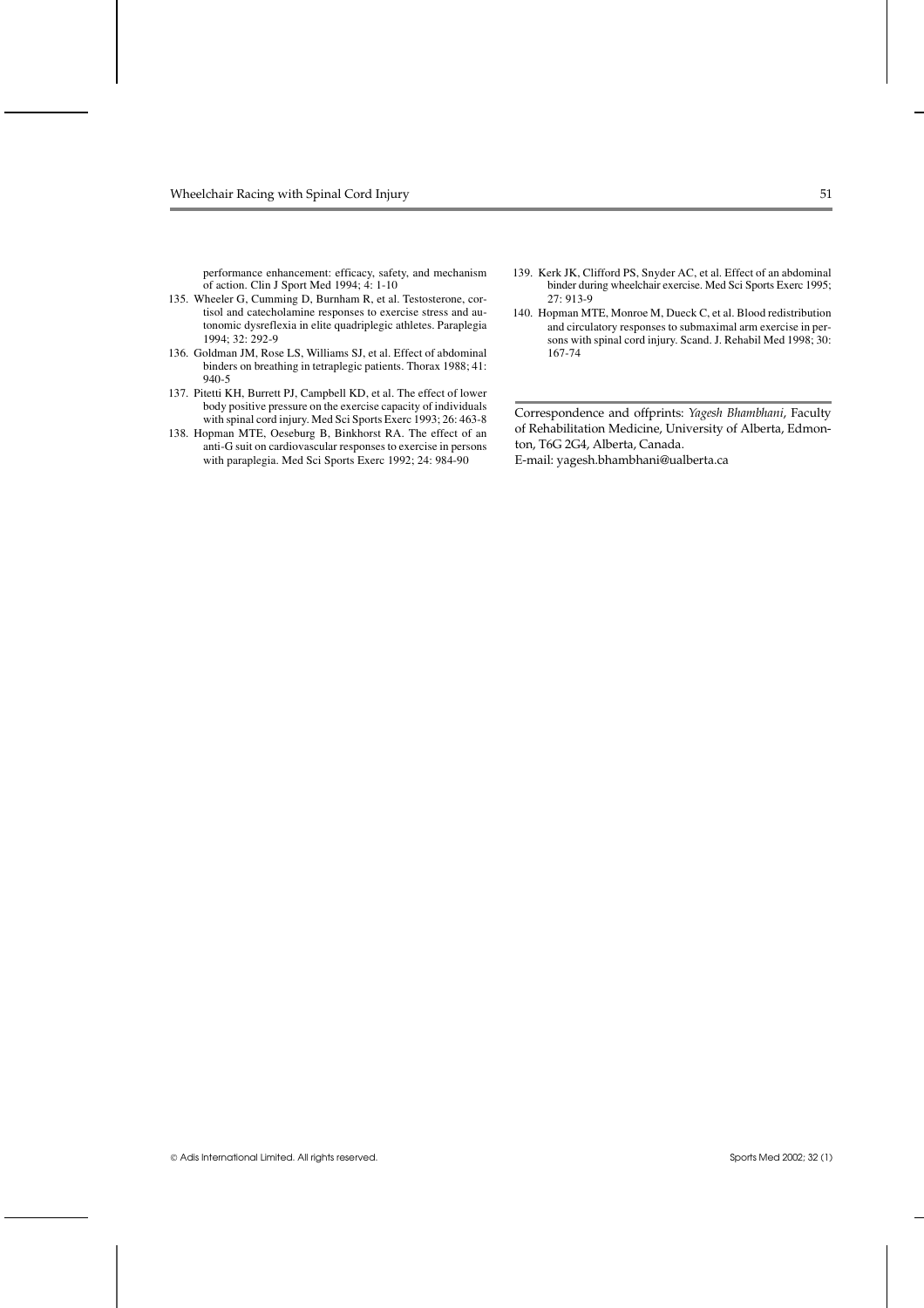performance enhancement: efficacy, safety, and mechanism of action. Clin J Sport Med 1994; 4: 1-10

135. Wheeler G, Cumming D, Burnham R, et al. Testosterone, cortisol and catecholamine responses to exercise stress and autonomic dysreflexia in elite quadriplegic athletes. Paraplegia 1994; 32: 292-9
136. Goldman JM, Rose LS, Williams SJ, et al. Effect of abdominal binders on breathing in tetraplegic patients. Thorax 1988; 41: 940-5
137. Pitetti KH, Burrett PJ, Campbell KD, et al. The effect of lower body positive pressure on the exercise capacity of individuals with spinal cord injury. Med Sci Sports Exerc 1993; 26: 463-8
138. Hopman MTE, Oeseburg B, Binkhorst RA. The effect of an anti-G suit on cardiovascular responses to exercise in persons with paraplegia. Med Sci Sports Exerc 1992; 24: 984-90
139. Kerk JK, Clifford PS, Snyder AC, et al. Effect of an abdominal binder during wheelchair exercise. Med Sci Sports Exerc 1995; 27: 913-9
140. Hopman MTE, Monroe M, Dueck C, et al. Blood redistribution and circulatory responses to submaximal arm exercise in persons with spinal cord injury. Scand. J. Rehabil Med 1998; 30: 167-74

Correspondence and offprints: *Yagesh Bhambhani*, Faculty of Rehabilitation Medicine, University of Alberta, Edmonton, T6G 2G4, Alberta, Canada.
E-mail: yagesh.bhambhani@ualberta.ca